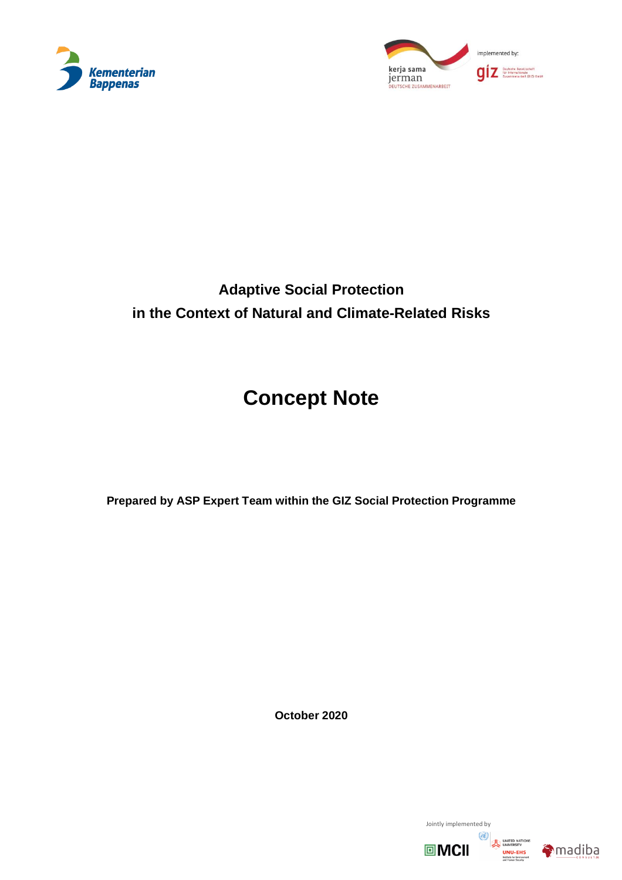Kementerian Bappenas

kerja sama jerman
DEUTSCHE ZUSAMMENARBEIT

implemented by: giz Deutsche Gesellschaft für Internationale Zusammenarbeit (GIZ) GmbH

# Adaptive Social Protection in the Context of Natural and Climate-Related Risks

# Concept Note

**Prepared by ASP Expert Team within the GIZ Social Protection Programme**

**October 2020**

Jointly implemented by

MCII

UNITED NATIONS UNIVERSITY UNU-EHS Institute for Environment and Human Security

madiba CONSULTING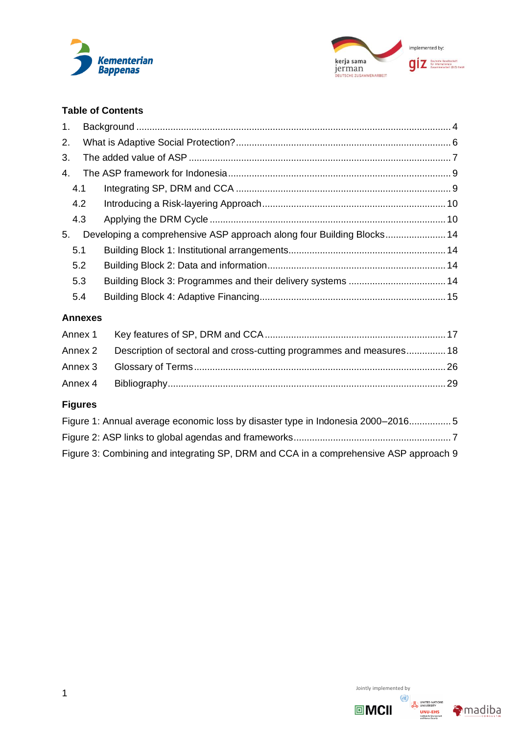## Table of Contents

1. Background ........................................................................................................ 4
2. What is Adaptive Social Protection? ................................................................... 6
3. The added value of ASP ..................................................................................... 7
4. The ASP framework for Indonesia ...................................................................... 9
   - 4.1 Integrating SP, DRM and CCA ...................................................................... 9
   - 4.2 Introducing a Risk-layering Approach .......................................................... 10
   - 4.3 Applying the DRM Cycle ............................................................................. 10
5. Developing a comprehensive ASP approach along four Building Blocks ........... 14
   - 5.1 Building Block 1: Institutional arrangements ................................................ 14
   - 5.2 Building Block 2: Data and information ....................................................... 14
   - 5.3 Building Block 3: Programmes and their delivery systems ........................... 14
   - 5.4 Building Block 4: Adaptive Financing .......................................................... 15

### Annexes

- Annex 1 Key features of SP, DRM and CCA ..................................................... 17
- Annex 2 Description of sectoral and cross-cutting programmes and measures ............... 18
- Annex 3 Glossary of Terms ............................................................................... 26
- Annex 4 Bibliography ......................................................................................... 29

### Figures

- Figure 1: Annual average economic loss by disaster type in Indonesia 2000–2016 ................ 5
- Figure 2: ASP links to global agendas and frameworks ............................................ 7
- Figure 3: Combining and integrating SP, DRM and CCA in a comprehensive ASP approach 9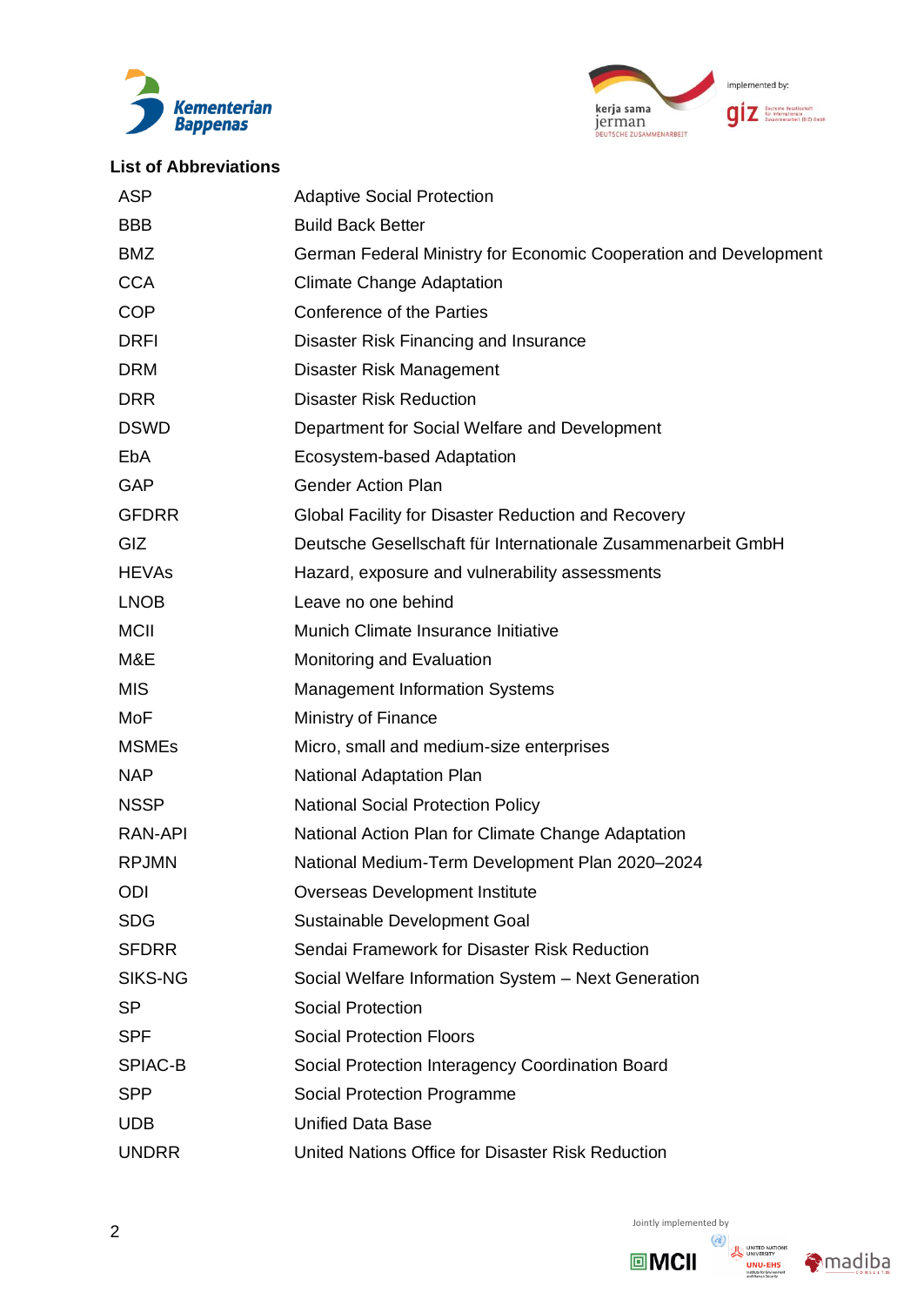## List of Abbreviations

| | |
|---|---|
| ASP | Adaptive Social Protection |
| BBB | Build Back Better |
| BMZ | German Federal Ministry for Economic Cooperation and Development |
| CCA | Climate Change Adaptation |
| COP | Conference of the Parties |
| DRFI | Disaster Risk Financing and Insurance |
| DRM | Disaster Risk Management |
| DRR | Disaster Risk Reduction |
| DSWD | Department for Social Welfare and Development |
| EbA | Ecosystem-based Adaptation |
| GAP | Gender Action Plan |
| GFDRR | Global Facility for Disaster Reduction and Recovery |
| GIZ | Deutsche Gesellschaft für Internationale Zusammenarbeit GmbH |
| HEVAs | Hazard, exposure and vulnerability assessments |
| LNOB | Leave no one behind |
| MCII | Munich Climate Insurance Initiative |
| M&E | Monitoring and Evaluation |
| MIS | Management Information Systems |
| MoF | Ministry of Finance |
| MSMEs | Micro, small and medium-size enterprises |
| NAP | National Adaptation Plan |
| NSSP | National Social Protection Policy |
| RAN-API | National Action Plan for Climate Change Adaptation |
| RPJMN | National Medium-Term Development Plan 2020–2024 |
| ODI | Overseas Development Institute |
| SDG | Sustainable Development Goal |
| SFDRR | Sendai Framework for Disaster Risk Reduction |
| SIKS-NG | Social Welfare Information System – Next Generation |
| SP | Social Protection |
| SPF | Social Protection Floors |
| SPIAC-B | Social Protection Interagency Coordination Board |
| SPP | Social Protection Programme |
| UDB | Unified Data Base |
| UNDRR | United Nations Office for Disaster Risk Reduction |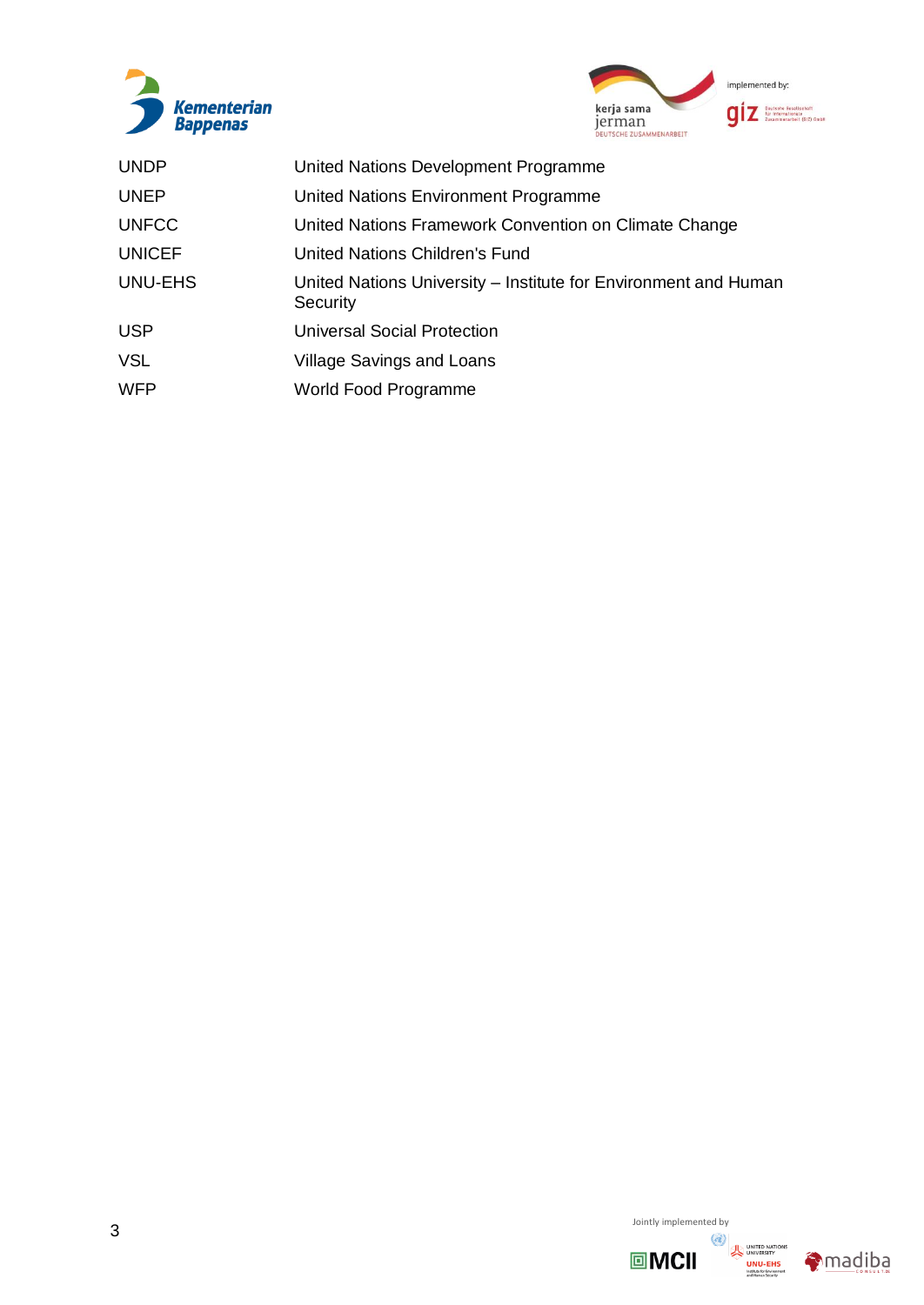| | |
|---|---|
| UNDP | United Nations Development Programme |
| UNEP | United Nations Environment Programme |
| UNFCC | United Nations Framework Convention on Climate Change |
| UNICEF | United Nations Children's Fund |
| UNU-EHS | United Nations University – Institute for Environment and Human Security |
| USP | Universal Social Protection |
| VSL | Village Savings and Loans |
| WFP | World Food Programme |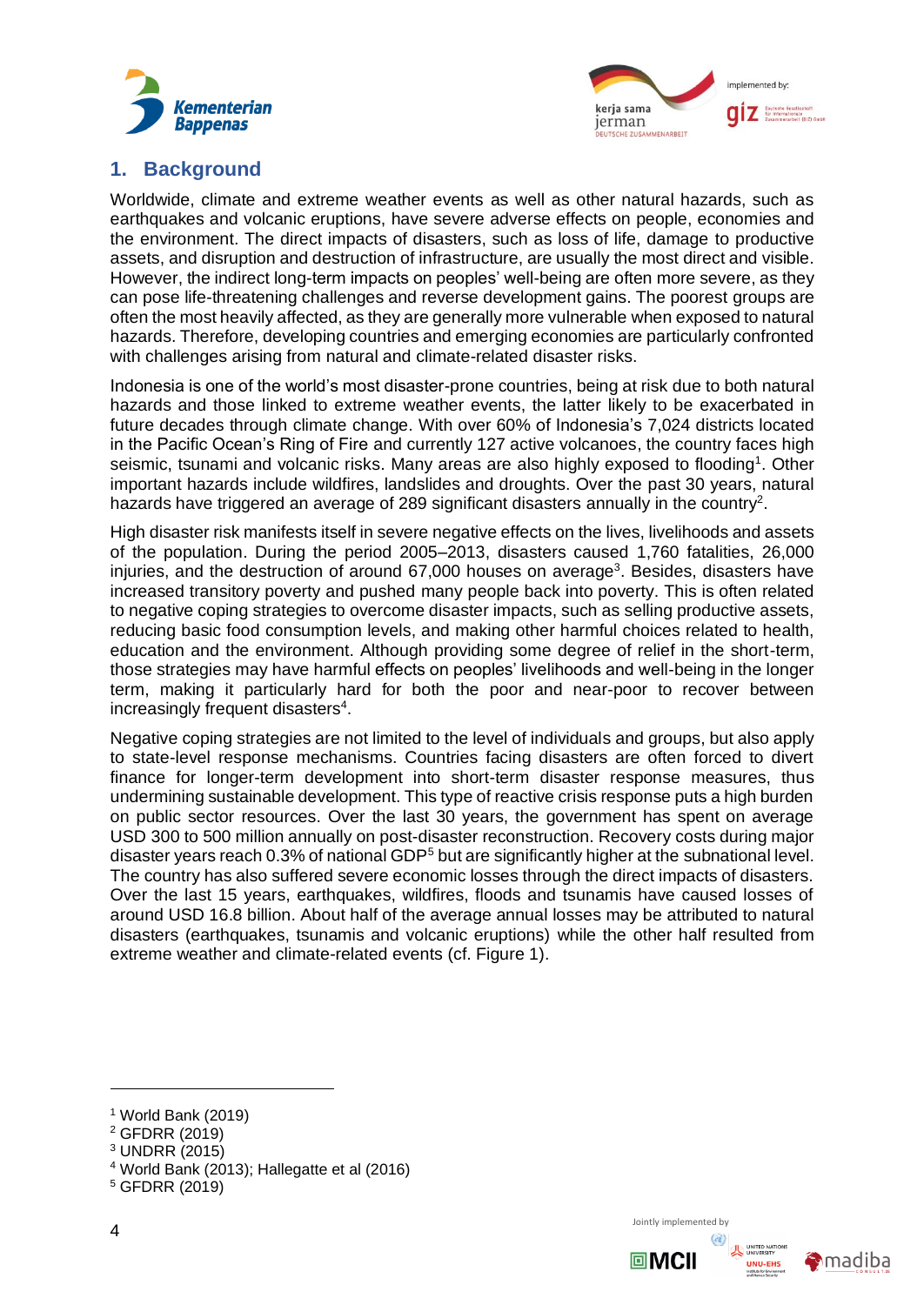## 1. Background

Worldwide, climate and extreme weather events as well as other natural hazards, such as earthquakes and volcanic eruptions, have severe adverse effects on people, economies and the environment. The direct impacts of disasters, such as loss of life, damage to productive assets, and disruption and destruction of infrastructure, are usually the most direct and visible. However, the indirect long-term impacts on peoples' well-being are often more severe, as they can pose life-threatening challenges and reverse development gains. The poorest groups are often the most heavily affected, as they are generally more vulnerable when exposed to natural hazards. Therefore, developing countries and emerging economies are particularly confronted with challenges arising from natural and climate-related disaster risks.

Indonesia is one of the world's most disaster-prone countries, being at risk due to both natural hazards and those linked to extreme weather events, the latter likely to be exacerbated in future decades through climate change. With over 60% of Indonesia's 7,024 districts located in the Pacific Ocean's Ring of Fire and currently 127 active volcanoes, the country faces high seismic, tsunami and volcanic risks. Many areas are also highly exposed to flooding[1]. Other important hazards include wildfires, landslides and droughts. Over the past 30 years, natural hazards have triggered an average of 289 significant disasters annually in the country[2].

High disaster risk manifests itself in severe negative effects on the lives, livelihoods and assets of the population. During the period 2005–2013, disasters caused 1,760 fatalities, 26,000 injuries, and the destruction of around 67,000 houses on average[3]. Besides, disasters have increased transitory poverty and pushed many people back into poverty. This is often related to negative coping strategies to overcome disaster impacts, such as selling productive assets, reducing basic food consumption levels, and making other harmful choices related to health, education and the environment. Although providing some degree of relief in the short-term, those strategies may have harmful effects on peoples' livelihoods and well-being in the longer term, making it particularly hard for both the poor and near-poor to recover between increasingly frequent disasters[4].

Negative coping strategies are not limited to the level of individuals and groups, but also apply to state-level response mechanisms. Countries facing disasters are often forced to divert finance for longer-term development into short-term disaster response measures, thus undermining sustainable development. This type of reactive crisis response puts a high burden on public sector resources. Over the last 30 years, the government has spent on average USD 300 to 500 million annually on post-disaster reconstruction. Recovery costs during major disaster years reach 0.3% of national GDP[5] but are significantly higher at the subnational level. The country has also suffered severe economic losses through the direct impacts of disasters. Over the last 15 years, earthquakes, wildfires, floods and tsunamis have caused losses of around USD 16.8 billion. About half of the average annual losses may be attributed to natural disasters (earthquakes, tsunamis and volcanic eruptions) while the other half resulted from extreme weather and climate-related events (cf. Figure 1).

---

[1] World Bank (2019)
[2] GFDRR (2019)
[3] UNDRR (2015)
[4] World Bank (2013); Hallegatte et al (2016)
[5] GFDRR (2019)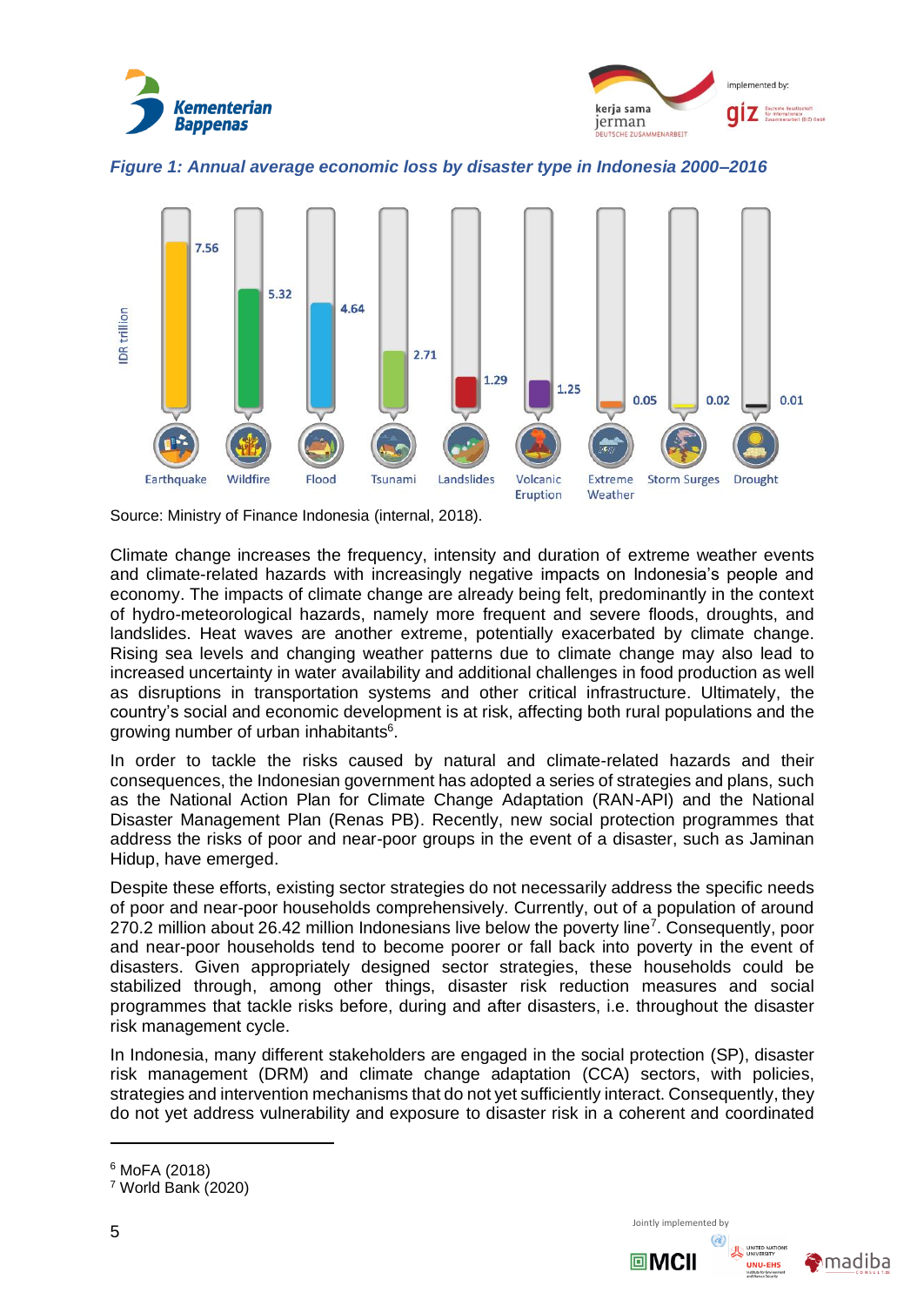*Figure 1: Annual average economic loss by disaster type in Indonesia 2000–2016*

| Disaster type | IDR trillion |
|---|---|
| Earthquake | 7.56 |
| Wildfire | 5.32 |
| Flood | 4.64 |
| Tsunami | 2.71 |
| Landslides | 1.29 |
| Volcanic Eruption | 1.25 |
| Extreme Weather | 0.05 |
| Storm Surges | 0.02 |
| Drought | 0.01 |

Source: Ministry of Finance Indonesia (internal, 2018).

Climate change increases the frequency, intensity and duration of extreme weather events and climate-related hazards with increasingly negative impacts on Indonesia's people and economy. The impacts of climate change are already being felt, predominantly in the context of hydro-meteorological hazards, namely more frequent and severe floods, droughts, and landslides. Heat waves are another extreme, potentially exacerbated by climate change. Rising sea levels and changing weather patterns due to climate change may also lead to increased uncertainty in water availability and additional challenges in food production as well as disruptions in transportation systems and other critical infrastructure. Ultimately, the country's social and economic development is at risk, affecting both rural populations and the growing number of urban inhabitants[6].

In order to tackle the risks caused by natural and climate-related hazards and their consequences, the Indonesian government has adopted a series of strategies and plans, such as the National Action Plan for Climate Change Adaptation (RAN-API) and the National Disaster Management Plan (Renas PB). Recently, new social protection programmes that address the risks of poor and near-poor groups in the event of a disaster, such as Jaminan Hidup, have emerged.

Despite these efforts, existing sector strategies do not necessarily address the specific needs of poor and near-poor households comprehensively. Currently, out of a population of around 270.2 million about 26.42 million Indonesians live below the poverty line[7]. Consequently, poor and near-poor households tend to become poorer or fall back into poverty in the event of disasters. Given appropriately designed sector strategies, these households could be stabilized through, among other things, disaster risk reduction measures and social programmes that tackle risks before, during and after disasters, i.e. throughout the disaster risk management cycle.

In Indonesia, many different stakeholders are engaged in the social protection (SP), disaster risk management (DRM) and climate change adaptation (CCA) sectors, with policies, strategies and intervention mechanisms that do not yet sufficiently interact. Consequently, they do not yet address vulnerability and exposure to disaster risk in a coherent and coordinated

---

[6] MoFA (2018)

[7] World Bank (2020)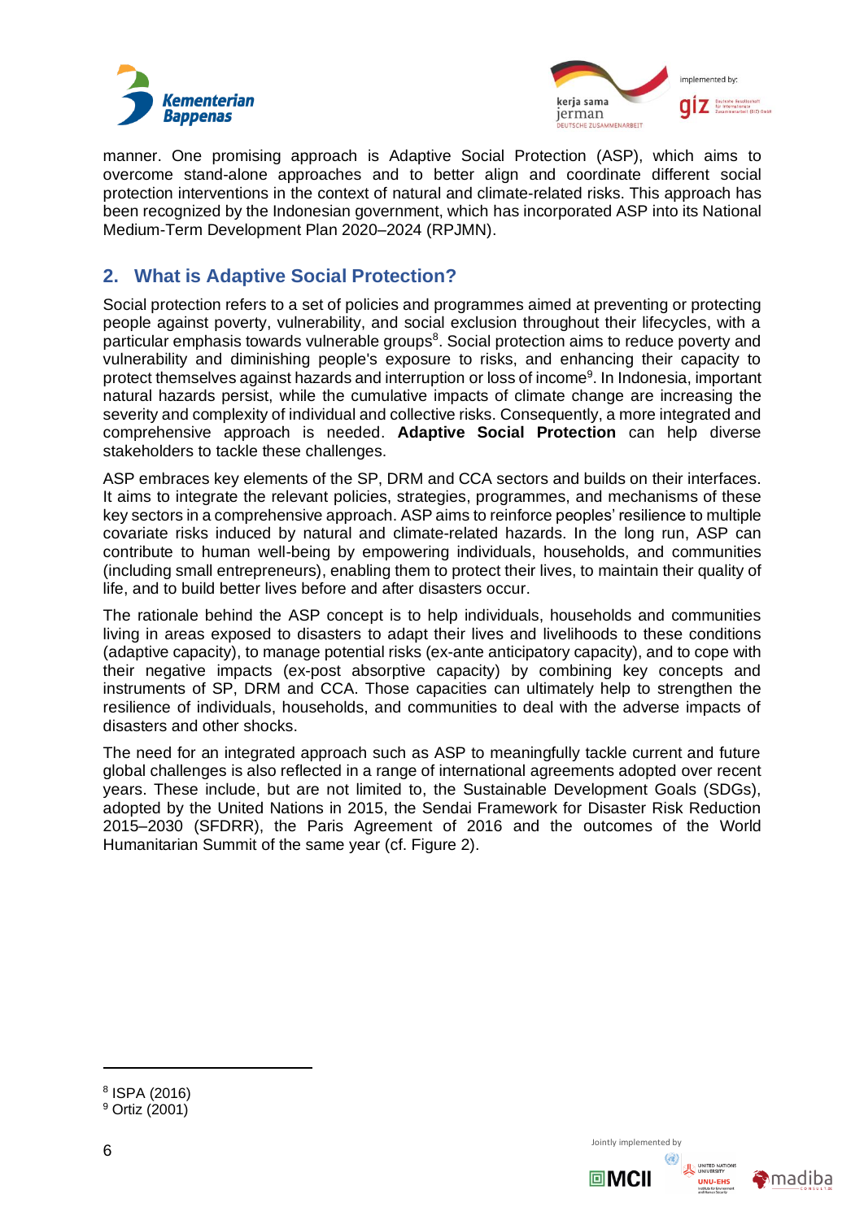manner. One promising approach is Adaptive Social Protection (ASP), which aims to overcome stand-alone approaches and to better align and coordinate different social protection interventions in the context of natural and climate-related risks. This approach has been recognized by the Indonesian government, which has incorporated ASP into its National Medium-Term Development Plan 2020–2024 (RPJMN).

## 2. What is Adaptive Social Protection?

Social protection refers to a set of policies and programmes aimed at preventing or protecting people against poverty, vulnerability, and social exclusion throughout their lifecycles, with a particular emphasis towards vulnerable groups[8]. Social protection aims to reduce poverty and vulnerability and diminishing people's exposure to risks, and enhancing their capacity to protect themselves against hazards and interruption or loss of income[9]. In Indonesia, important natural hazards persist, while the cumulative impacts of climate change are increasing the severity and complexity of individual and collective risks. Consequently, a more integrated and comprehensive approach is needed. **Adaptive Social Protection** can help diverse stakeholders to tackle these challenges.

ASP embraces key elements of the SP, DRM and CCA sectors and builds on their interfaces. It aims to integrate the relevant policies, strategies, programmes, and mechanisms of these key sectors in a comprehensive approach. ASP aims to reinforce peoples' resilience to multiple covariate risks induced by natural and climate-related hazards. In the long run, ASP can contribute to human well-being by empowering individuals, households, and communities (including small entrepreneurs), enabling them to protect their lives, to maintain their quality of life, and to build better lives before and after disasters occur.

The rationale behind the ASP concept is to help individuals, households and communities living in areas exposed to disasters to adapt their lives and livelihoods to these conditions (adaptive capacity), to manage potential risks (ex-ante anticipatory capacity), and to cope with their negative impacts (ex-post absorptive capacity) by combining key concepts and instruments of SP, DRM and CCA. Those capacities can ultimately help to strengthen the resilience of individuals, households, and communities to deal with the adverse impacts of disasters and other shocks.

The need for an integrated approach such as ASP to meaningfully tackle current and future global challenges is also reflected in a range of international agreements adopted over recent years. These include, but are not limited to, the Sustainable Development Goals (SDGs), adopted by the United Nations in 2015, the Sendai Framework for Disaster Risk Reduction 2015–2030 (SFDRR), the Paris Agreement of 2016 and the outcomes of the World Humanitarian Summit of the same year (cf. Figure 2).

---

[8] ISPA (2016)

[9] Ortiz (2001)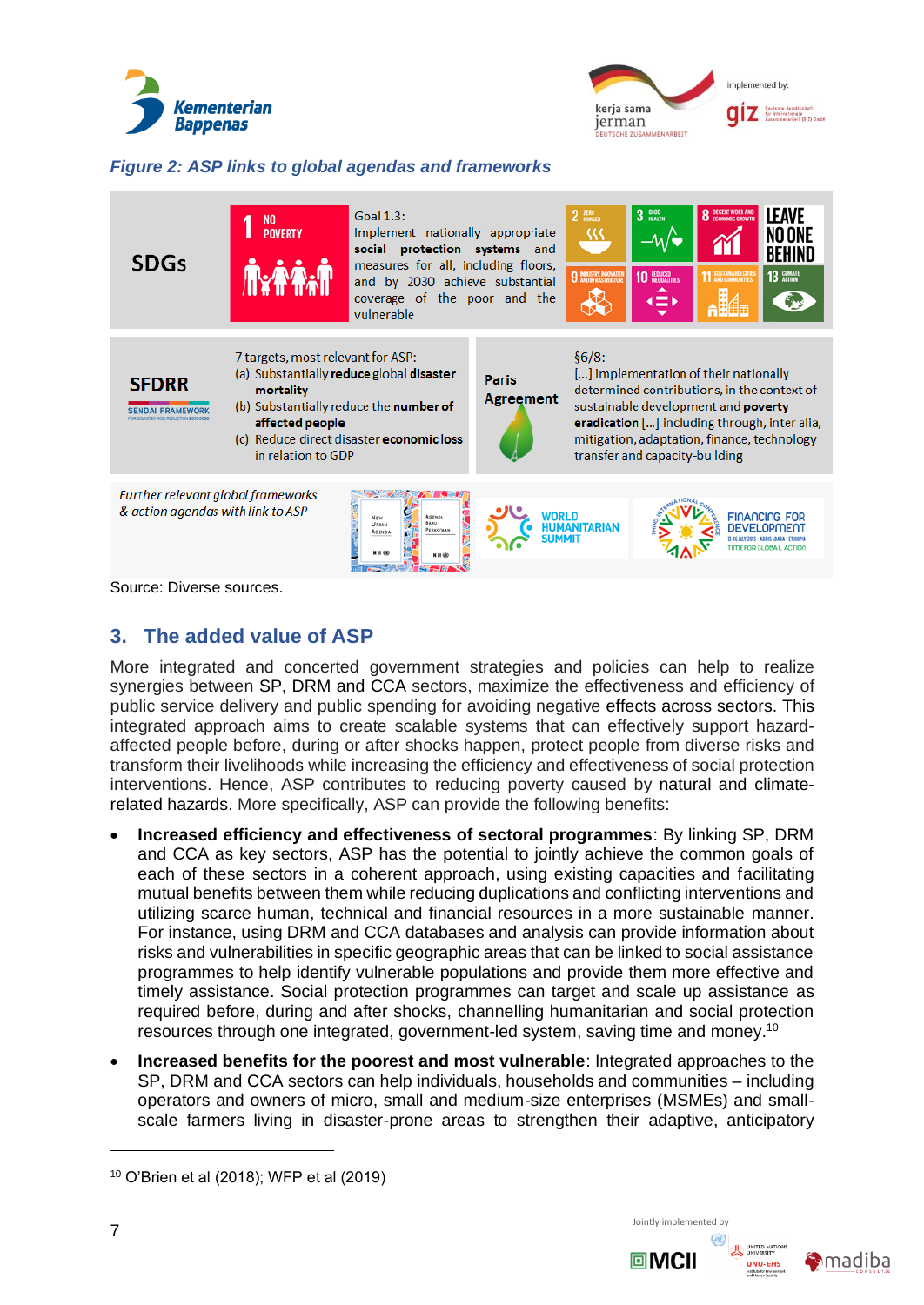*Figure 2: ASP links to global agendas and frameworks*

| | | | |
|---|---|---|---|
| **SDGs** | 1 NO POVERTY | Goal 1.3: Implement nationally appropriate **social protection systems** and measures for all, including floors, and by 2030 achieve substantial coverage of the poor and the vulnerable | 2 ZERO HUNGER, 3 GOOD HEALTH, 8 DECENT WORK AND ECONOMIC GROWTH, LEAVE NO ONE BEHIND, 9 INDUSTRY INNOVATION AND INFRASTRUCTURE, 10 REDUCED INEQUALITIES, 11 SUSTAINABLE CITIES AND COMMUNITIES, 13 CLIMATE ACTION |
| **SFDRR** (SENDAI FRAMEWORK FOR DISASTER RISK REDUCTION 2015-2030) | 7 targets, most relevant for ASP: (a) Substantially **reduce** global **disaster mortality** (b) Substantially reduce the **number of affected people** (c) Reduce direct disaster **economic loss** in relation to GDP | **Paris Agreement** | §6/8: [...] implementation of their nationally determined contributions, in the context of sustainable development and **poverty eradication** [...] including through, inter alia, mitigation, adaptation, finance, technology transfer and capacity-building |
| *Further relevant global frameworks & action agendas with link to ASP* | New Urban Agenda / Agenda Baru Perkotaan | WORLD HUMANITARIAN SUMMIT | Third International Conference on FINANCING FOR DEVELOPMENT, 13-16 July 2015 · Addis Ababa · Ethiopia, TIME FOR GLOBAL ACTION |

Source: Diverse sources.

## 3. The added value of ASP

More integrated and concerted government strategies and policies can help to realize synergies between SP, DRM and CCA sectors, maximize the effectiveness and efficiency of public service delivery and public spending for avoiding negative effects across sectors. This integrated approach aims to create scalable systems that can effectively support hazard-affected people before, during or after shocks happen, protect people from diverse risks and transform their livelihoods while increasing the efficiency and effectiveness of social protection interventions. Hence, ASP contributes to reducing poverty caused by natural and climate-related hazards. More specifically, ASP can provide the following benefits:

- **Increased efficiency and effectiveness of sectoral programmes**: By linking SP, DRM and CCA as key sectors, ASP has the potential to jointly achieve the common goals of each of these sectors in a coherent approach, using existing capacities and facilitating mutual benefits between them while reducing duplications and conflicting interventions and utilizing scarce human, technical and financial resources in a more sustainable manner. For instance, using DRM and CCA databases and analysis can provide information about risks and vulnerabilities in specific geographic areas that can be linked to social assistance programmes to help identify vulnerable populations and provide them more effective and timely assistance. Social protection programmes can target and scale up assistance as required before, during and after shocks, channelling humanitarian and social protection resources through one integrated, government-led system, saving time and money.[10]
- **Increased benefits for the poorest and most vulnerable**: Integrated approaches to the SP, DRM and CCA sectors can help individuals, households and communities – including operators and owners of micro, small and medium-size enterprises (MSMEs) and small-scale farmers living in disaster-prone areas to strengthen their adaptive, anticipatory

[10] O'Brien et al (2018); WFP et al (2019)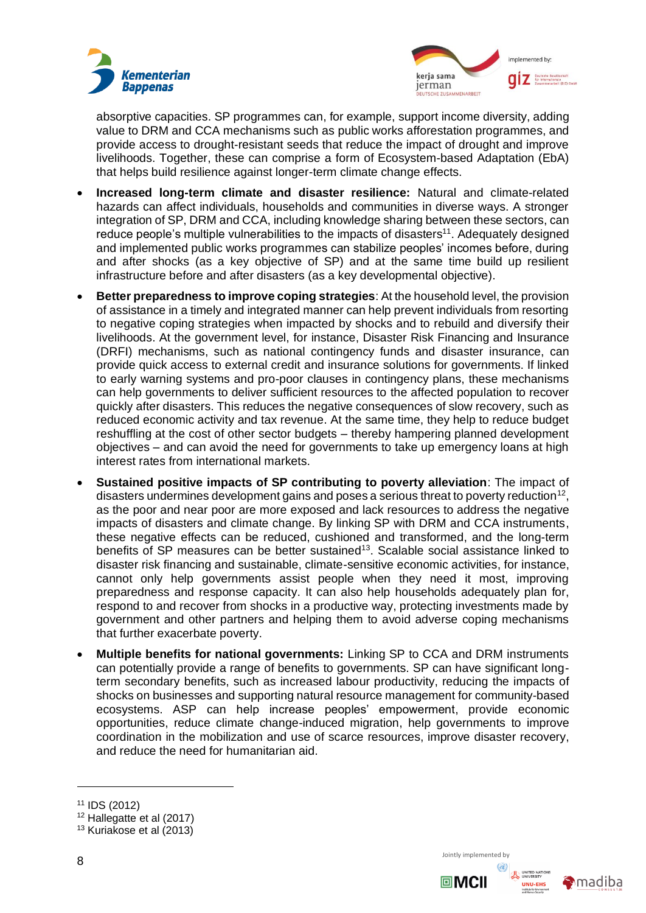absorptive capacities. SP programmes can, for example, support income diversity, adding value to DRM and CCA mechanisms such as public works afforestation programmes, and provide access to drought-resistant seeds that reduce the impact of drought and improve livelihoods. Together, these can comprise a form of Ecosystem-based Adaptation (EbA) that helps build resilience against longer-term climate change effects.

- **Increased long-term climate and disaster resilience:** Natural and climate-related hazards can affect individuals, households and communities in diverse ways. A stronger integration of SP, DRM and CCA, including knowledge sharing between these sectors, can reduce people's multiple vulnerabilities to the impacts of disasters[11]. Adequately designed and implemented public works programmes can stabilize peoples' incomes before, during and after shocks (as a key objective of SP) and at the same time build up resilient infrastructure before and after disasters (as a key developmental objective).
- **Better preparedness to improve coping strategies**: At the household level, the provision of assistance in a timely and integrated manner can help prevent individuals from resorting to negative coping strategies when impacted by shocks and to rebuild and diversify their livelihoods. At the government level, for instance, Disaster Risk Financing and Insurance (DRFI) mechanisms, such as national contingency funds and disaster insurance, can provide quick access to external credit and insurance solutions for governments. If linked to early warning systems and pro-poor clauses in contingency plans, these mechanisms can help governments to deliver sufficient resources to the affected population to recover quickly after disasters. This reduces the negative consequences of slow recovery, such as reduced economic activity and tax revenue. At the same time, they help to reduce budget reshuffling at the cost of other sector budgets – thereby hampering planned development objectives – and can avoid the need for governments to take up emergency loans at high interest rates from international markets.
- **Sustained positive impacts of SP contributing to poverty alleviation**: The impact of disasters undermines development gains and poses a serious threat to poverty reduction[12], as the poor and near poor are more exposed and lack resources to address the negative impacts of disasters and climate change. By linking SP with DRM and CCA instruments, these negative effects can be reduced, cushioned and transformed, and the long-term benefits of SP measures can be better sustained[13]. Scalable social assistance linked to disaster risk financing and sustainable, climate-sensitive economic activities, for instance, cannot only help governments assist people when they need it most, improving preparedness and response capacity. It can also help households adequately plan for, respond to and recover from shocks in a productive way, protecting investments made by government and other partners and helping them to avoid adverse coping mechanisms that further exacerbate poverty.
- **Multiple benefits for national governments:** Linking SP to CCA and DRM instruments can potentially provide a range of benefits to governments. SP can have significant long-term secondary benefits, such as increased labour productivity, reducing the impacts of shocks on businesses and supporting natural resource management for community-based ecosystems. ASP can help increase peoples' empowerment, provide economic opportunities, reduce climate change-induced migration, help governments to improve coordination in the mobilization and use of scarce resources, improve disaster recovery, and reduce the need for humanitarian aid.

[11] IDS (2012)
[12] Hallegatte et al (2017)
[13] Kuriakose et al (2013)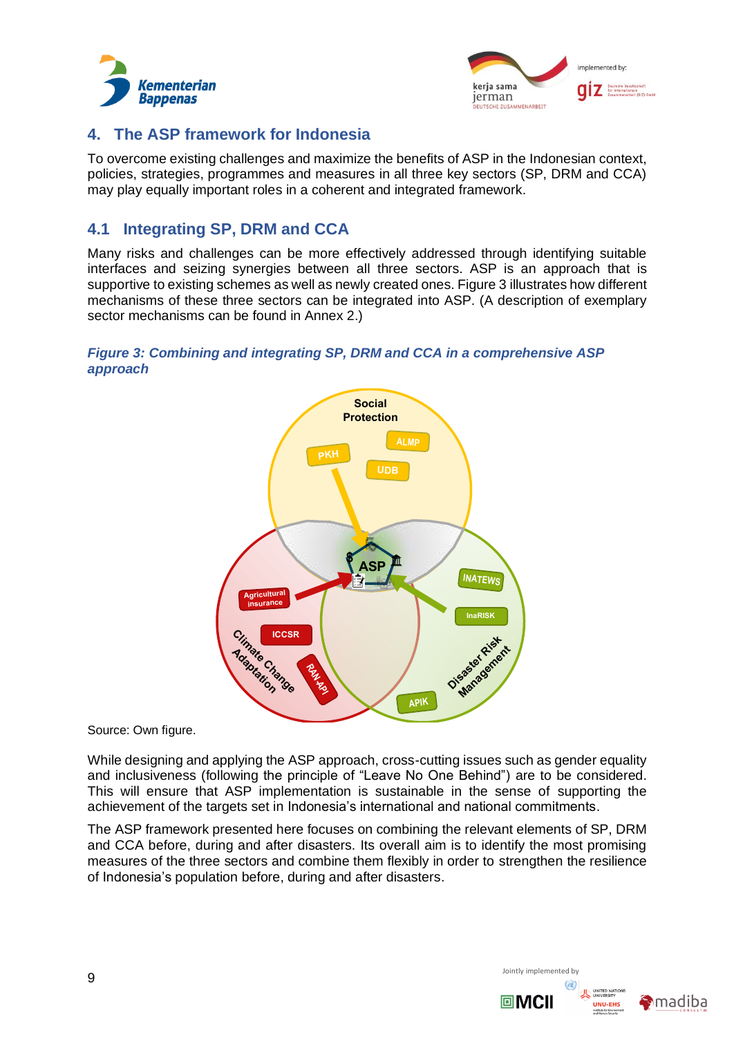## 4. The ASP framework for Indonesia

To overcome existing challenges and maximize the benefits of ASP in the Indonesian context, policies, strategies, programmes and measures in all three key sectors (SP, DRM and CCA) may play equally important roles in a coherent and integrated framework.

### 4.1 Integrating SP, DRM and CCA

Many risks and challenges can be more effectively addressed through identifying suitable interfaces and seizing synergies between all three sectors. ASP is an approach that is supportive to existing schemes as well as newly created ones. Figure 3 illustrates how different mechanisms of these three sectors can be integrated into ASP. (A description of exemplary sector mechanisms can be found in Annex 2.)

***Figure 3: Combining and integrating SP, DRM and CCA in a comprehensive ASP approach***

Source: Own figure.

While designing and applying the ASP approach, cross-cutting issues such as gender equality and inclusiveness (following the principle of "Leave No One Behind") are to be considered. This will ensure that ASP implementation is sustainable in the sense of supporting the achievement of the targets set in Indonesia's international and national commitments.

The ASP framework presented here focuses on combining the relevant elements of SP, DRM and CCA before, during and after disasters. Its overall aim is to identify the most promising measures of the three sectors and combine them flexibly in order to strengthen the resilience of Indonesia's population before, during and after disasters.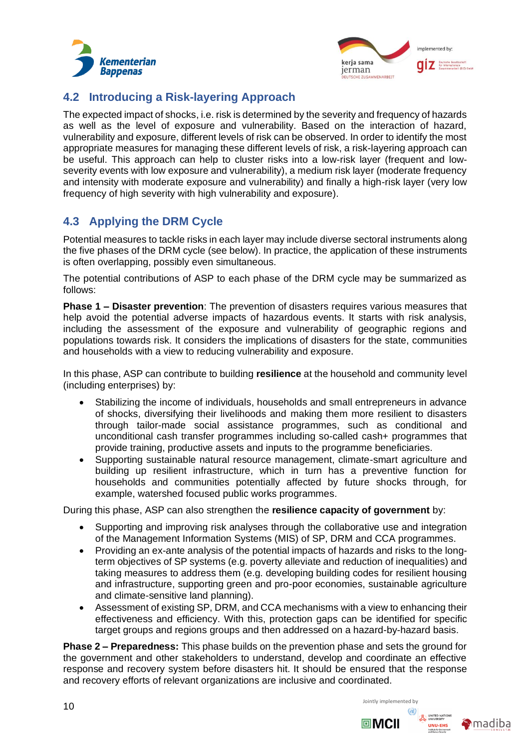## 4.2 Introducing a Risk-layering Approach

The expected impact of shocks, i.e. risk is determined by the severity and frequency of hazards as well as the level of exposure and vulnerability. Based on the interaction of hazard, vulnerability and exposure, different levels of risk can be observed. In order to identify the most appropriate measures for managing these different levels of risk, a risk-layering approach can be useful. This approach can help to cluster risks into a low-risk layer (frequent and low-severity events with low exposure and vulnerability), a medium risk layer (moderate frequency and intensity with moderate exposure and vulnerability) and finally a high-risk layer (very low frequency of high severity with high vulnerability and exposure).

## 4.3 Applying the DRM Cycle

Potential measures to tackle risks in each layer may include diverse sectoral instruments along the five phases of the DRM cycle (see below). In practice, the application of these instruments is often overlapping, possibly even simultaneous.

The potential contributions of ASP to each phase of the DRM cycle may be summarized as follows:

**Phase 1 – Disaster prevention**: The prevention of disasters requires various measures that help avoid the potential adverse impacts of hazardous events. It starts with risk analysis, including the assessment of the exposure and vulnerability of geographic regions and populations towards risk. It considers the implications of disasters for the state, communities and households with a view to reducing vulnerability and exposure.

In this phase, ASP can contribute to building **resilience** at the household and community level (including enterprises) by:

- Stabilizing the income of individuals, households and small entrepreneurs in advance of shocks, diversifying their livelihoods and making them more resilient to disasters through tailor-made social assistance programmes, such as conditional and unconditional cash transfer programmes including so-called cash+ programmes that provide training, productive assets and inputs to the programme beneficiaries.
- Supporting sustainable natural resource management, climate-smart agriculture and building up resilient infrastructure, which in turn has a preventive function for households and communities potentially affected by future shocks through, for example, watershed focused public works programmes.

During this phase, ASP can also strengthen the **resilience capacity of government** by:

- Supporting and improving risk analyses through the collaborative use and integration of the Management Information Systems (MIS) of SP, DRM and CCA programmes.
- Providing an ex-ante analysis of the potential impacts of hazards and risks to the long-term objectives of SP systems (e.g. poverty alleviate and reduction of inequalities) and taking measures to address them (e.g. developing building codes for resilient housing and infrastructure, supporting green and pro-poor economies, sustainable agriculture and climate-sensitive land planning).
- Assessment of existing SP, DRM, and CCA mechanisms with a view to enhancing their effectiveness and efficiency. With this, protection gaps can be identified for specific target groups and regions groups and then addressed on a hazard-by-hazard basis.

**Phase 2 – Preparedness:** This phase builds on the prevention phase and sets the ground for the government and other stakeholders to understand, develop and coordinate an effective response and recovery system before disasters hit. It should be ensured that the response and recovery efforts of relevant organizations are inclusive and coordinated.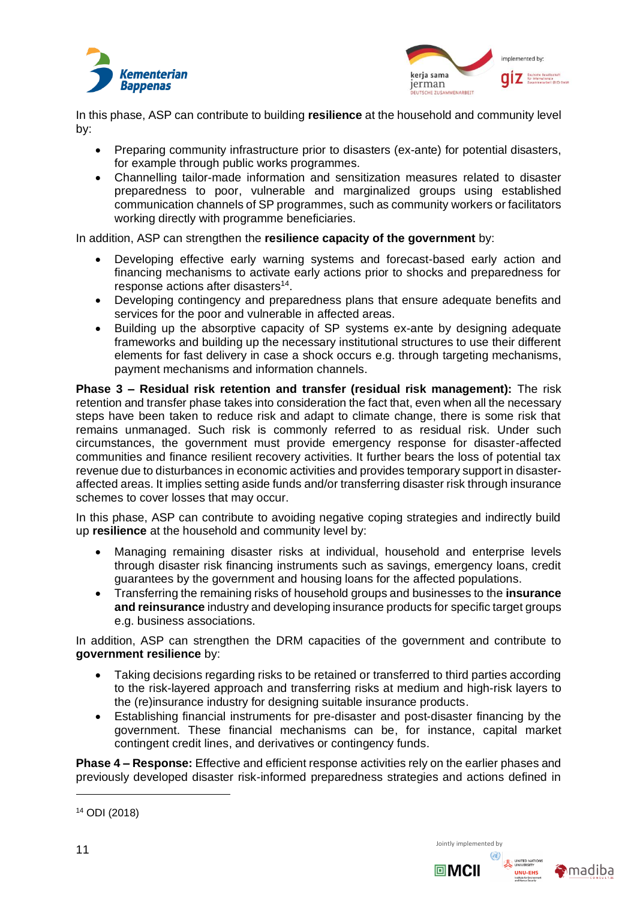In this phase, ASP can contribute to building **resilience** at the household and community level by:

- Preparing community infrastructure prior to disasters (ex-ante) for potential disasters, for example through public works programmes.
- Channelling tailor-made information and sensitization measures related to disaster preparedness to poor, vulnerable and marginalized groups using established communication channels of SP programmes, such as community workers or facilitators working directly with programme beneficiaries.

In addition, ASP can strengthen the **resilience capacity of the government** by:

- Developing effective early warning systems and forecast-based early action and financing mechanisms to activate early actions prior to shocks and preparedness for response actions after disasters[14].
- Developing contingency and preparedness plans that ensure adequate benefits and services for the poor and vulnerable in affected areas.
- Building up the absorptive capacity of SP systems ex-ante by designing adequate frameworks and building up the necessary institutional structures to use their different elements for fast delivery in case a shock occurs e.g. through targeting mechanisms, payment mechanisms and information channels.

**Phase 3 – Residual risk retention and transfer (residual risk management):** The risk retention and transfer phase takes into consideration the fact that, even when all the necessary steps have been taken to reduce risk and adapt to climate change, there is some risk that remains unmanaged. Such risk is commonly referred to as residual risk. Under such circumstances, the government must provide emergency response for disaster-affected communities and finance resilient recovery activities. It further bears the loss of potential tax revenue due to disturbances in economic activities and provides temporary support in disaster-affected areas. It implies setting aside funds and/or transferring disaster risk through insurance schemes to cover losses that may occur.

In this phase, ASP can contribute to avoiding negative coping strategies and indirectly build up **resilience** at the household and community level by:

- Managing remaining disaster risks at individual, household and enterprise levels through disaster risk financing instruments such as savings, emergency loans, credit guarantees by the government and housing loans for the affected populations.
- Transferring the remaining risks of household groups and businesses to the **insurance and reinsurance** industry and developing insurance products for specific target groups e.g. business associations.

In addition, ASP can strengthen the DRM capacities of the government and contribute to **government resilience** by:

- Taking decisions regarding risks to be retained or transferred to third parties according to the risk-layered approach and transferring risks at medium and high-risk layers to the (re)insurance industry for designing suitable insurance products.
- Establishing financial instruments for pre-disaster and post-disaster financing by the government. These financial mechanisms can be, for instance, capital market contingent credit lines, and derivatives or contingency funds.

**Phase 4 – Response:** Effective and efficient response activities rely on the earlier phases and previously developed disaster risk-informed preparedness strategies and actions defined in

[14] ODI (2018)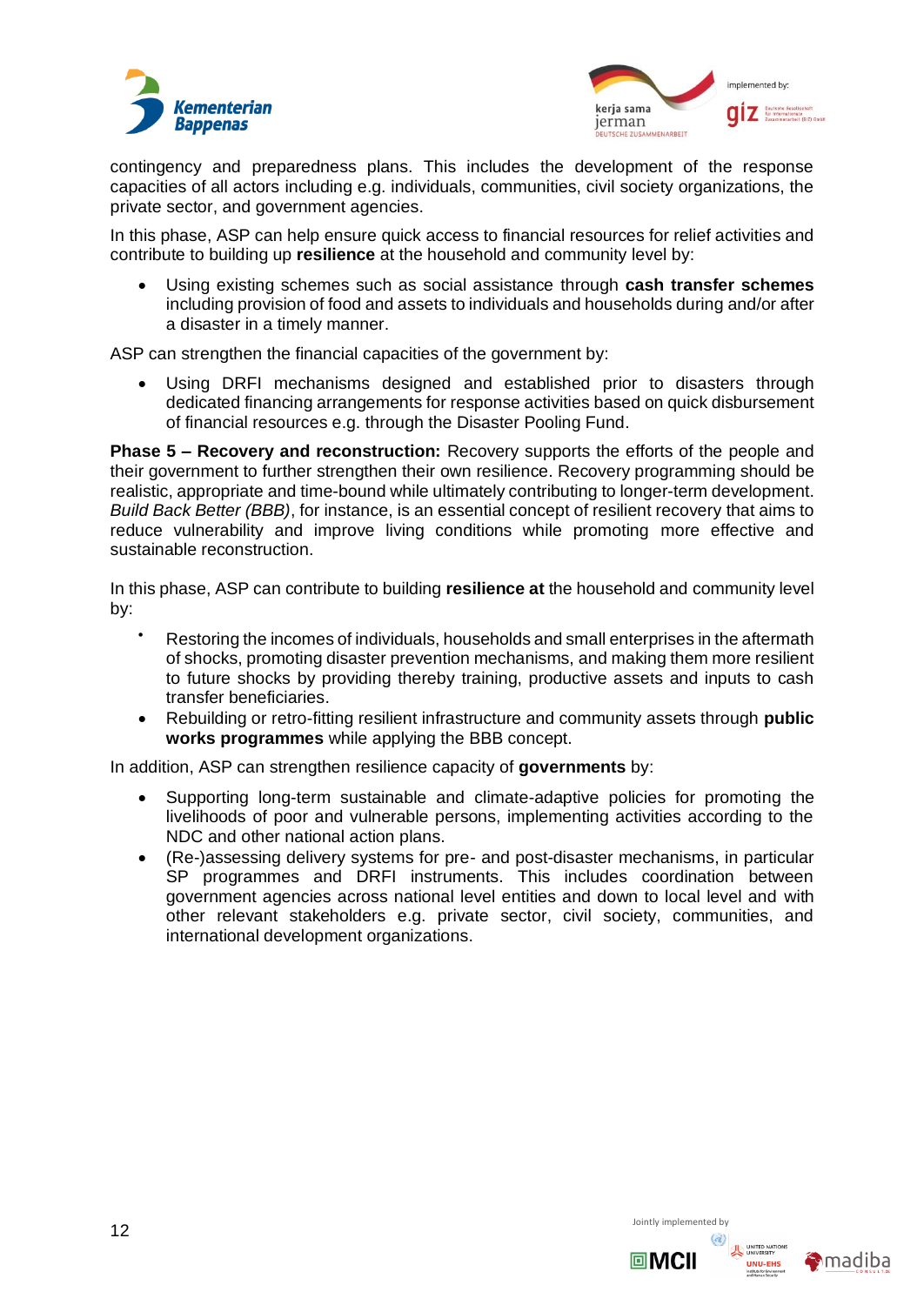contingency and preparedness plans. This includes the development of the response capacities of all actors including e.g. individuals, communities, civil society organizations, the private sector, and government agencies.

In this phase, ASP can help ensure quick access to financial resources for relief activities and contribute to building up **resilience** at the household and community level by:

- Using existing schemes such as social assistance through **cash transfer schemes** including provision of food and assets to individuals and households during and/or after a disaster in a timely manner.

ASP can strengthen the financial capacities of the government by:

- Using DRFI mechanisms designed and established prior to disasters through dedicated financing arrangements for response activities based on quick disbursement of financial resources e.g. through the Disaster Pooling Fund.

**Phase 5 – Recovery and reconstruction:** Recovery supports the efforts of the people and their government to further strengthen their own resilience. Recovery programming should be realistic, appropriate and time-bound while ultimately contributing to longer-term development. *Build Back Better (BBB)*, for instance, is an essential concept of resilient recovery that aims to reduce vulnerability and improve living conditions while promoting more effective and sustainable reconstruction.

In this phase, ASP can contribute to building **resilience at** the household and community level by:

- Restoring the incomes of individuals, households and small enterprises in the aftermath of shocks, promoting disaster prevention mechanisms, and making them more resilient to future shocks by providing thereby training, productive assets and inputs to cash transfer beneficiaries.
- Rebuilding or retro-fitting resilient infrastructure and community assets through **public works programmes** while applying the BBB concept.

In addition, ASP can strengthen resilience capacity of **governments** by:

- Supporting long-term sustainable and climate-adaptive policies for promoting the livelihoods of poor and vulnerable persons, implementing activities according to the NDC and other national action plans.
- (Re-)assessing delivery systems for pre- and post-disaster mechanisms, in particular SP programmes and DRFI instruments. This includes coordination between government agencies across national level entities and down to local level and with other relevant stakeholders e.g. private sector, civil society, communities, and international development organizations.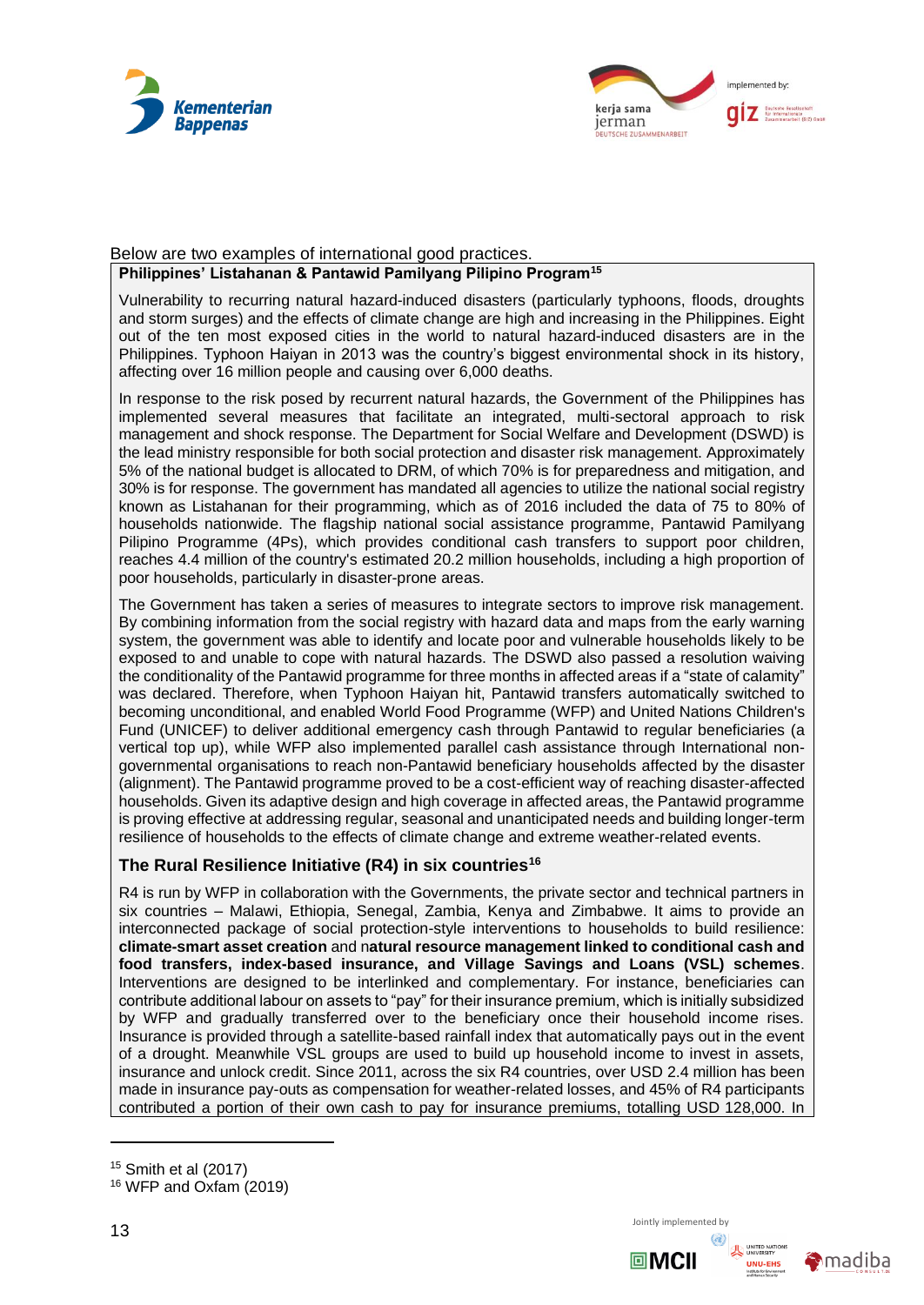Below are two examples of international good practices.

**Philippines' Listahanan & Pantawid Pamilyang Pilipino Program**[15]

Vulnerability to recurring natural hazard-induced disasters (particularly typhoons, floods, droughts and storm surges) and the effects of climate change are high and increasing in the Philippines. Eight out of the ten most exposed cities in the world to natural hazard-induced disasters are in the Philippines. Typhoon Haiyan in 2013 was the country's biggest environmental shock in its history, affecting over 16 million people and causing over 6,000 deaths.

In response to the risk posed by recurrent natural hazards, the Government of the Philippines has implemented several measures that facilitate an integrated, multi-sectoral approach to risk management and shock response. The Department for Social Welfare and Development (DSWD) is the lead ministry responsible for both social protection and disaster risk management. Approximately 5% of the national budget is allocated to DRM, of which 70% is for preparedness and mitigation, and 30% is for response. The government has mandated all agencies to utilize the national social registry known as Listahanan for their programming, which as of 2016 included the data of 75 to 80% of households nationwide. The flagship national social assistance programme, Pantawid Pamilyang Pilipino Programme (4Ps), which provides conditional cash transfers to support poor children, reaches 4.4 million of the country's estimated 20.2 million households, including a high proportion of poor households, particularly in disaster-prone areas.

The Government has taken a series of measures to integrate sectors to improve risk management. By combining information from the social registry with hazard data and maps from the early warning system, the government was able to identify and locate poor and vulnerable households likely to be exposed to and unable to cope with natural hazards. The DSWD also passed a resolution waiving the conditionality of the Pantawid programme for three months in affected areas if a "state of calamity" was declared. Therefore, when Typhoon Haiyan hit, Pantawid transfers automatically switched to becoming unconditional, and enabled World Food Programme (WFP) and United Nations Children's Fund (UNICEF) to deliver additional emergency cash through Pantawid to regular beneficiaries (a vertical top up), while WFP also implemented parallel cash assistance through International non-governmental organisations to reach non-Pantawid beneficiary households affected by the disaster (alignment). The Pantawid programme proved to be a cost-efficient way of reaching disaster-affected households. Given its adaptive design and high coverage in affected areas, the Pantawid programme is proving effective at addressing regular, seasonal and unanticipated needs and building longer-term resilience of households to the effects of climate change and extreme weather-related events.

**The Rural Resilience Initiative (R4) in six countries**[16]

R4 is run by WFP in collaboration with the Governments, the private sector and technical partners in six countries – Malawi, Ethiopia, Senegal, Zambia, Kenya and Zimbabwe. It aims to provide an interconnected package of social protection-style interventions to households to build resilience: **climate-smart asset creation** and n**atural resource management linked to conditional cash and food transfers, index-based insurance, and Village Savings and Loans (VSL) schemes**. Interventions are designed to be interlinked and complementary. For instance, beneficiaries can contribute additional labour on assets to "pay" for their insurance premium, which is initially subsidized by WFP and gradually transferred over to the beneficiary once their household income rises. Insurance is provided through a satellite-based rainfall index that automatically pays out in the event of a drought. Meanwhile VSL groups are used to build up household income to invest in assets, insurance and unlock credit. Since 2011, across the six R4 countries, over USD 2.4 million has been made in insurance pay-outs as compensation for weather-related losses, and 45% of R4 participants contributed a portion of their own cash to pay for insurance premiums, totalling USD 128,000. In

---

[15] Smith et al (2017)

[16] WFP and Oxfam (2019)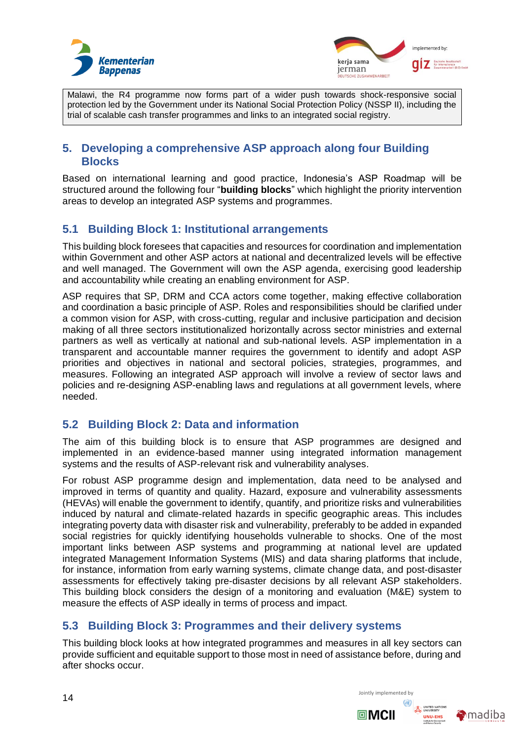Malawi, the R4 programme now forms part of a wider push towards shock-responsive social protection led by the Government under its National Social Protection Policy (NSSP II), including the trial of scalable cash transfer programmes and links to an integrated social registry.

## 5. Developing a comprehensive ASP approach along four Building Blocks

Based on international learning and good practice, Indonesia's ASP Roadmap will be structured around the following four "**building blocks**" which highlight the priority intervention areas to develop an integrated ASP systems and programmes.

### 5.1 Building Block 1: Institutional arrangements

This building block foresees that capacities and resources for coordination and implementation within Government and other ASP actors at national and decentralized levels will be effective and well managed. The Government will own the ASP agenda, exercising good leadership and accountability while creating an enabling environment for ASP.

ASP requires that SP, DRM and CCA actors come together, making effective collaboration and coordination a basic principle of ASP. Roles and responsibilities should be clarified under a common vision for ASP, with cross-cutting, regular and inclusive participation and decision making of all three sectors institutionalized horizontally across sector ministries and external partners as well as vertically at national and sub-national levels. ASP implementation in a transparent and accountable manner requires the government to identify and adopt ASP priorities and objectives in national and sectoral policies, strategies, programmes, and measures. Following an integrated ASP approach will involve a review of sector laws and policies and re-designing ASP-enabling laws and regulations at all government levels, where needed.

### 5.2 Building Block 2: Data and information

The aim of this building block is to ensure that ASP programmes are designed and implemented in an evidence-based manner using integrated information management systems and the results of ASP-relevant risk and vulnerability analyses.

For robust ASP programme design and implementation, data need to be analysed and improved in terms of quantity and quality. Hazard, exposure and vulnerability assessments (HEVAs) will enable the government to identify, quantify, and prioritize risks and vulnerabilities induced by natural and climate-related hazards in specific geographic areas. This includes integrating poverty data with disaster risk and vulnerability, preferably to be added in expanded social registries for quickly identifying households vulnerable to shocks. One of the most important links between ASP systems and programming at national level are updated integrated Management Information Systems (MIS) and data sharing platforms that include, for instance, information from early warning systems, climate change data, and post-disaster assessments for effectively taking pre-disaster decisions by all relevant ASP stakeholders. This building block considers the design of a monitoring and evaluation (M&E) system to measure the effects of ASP ideally in terms of process and impact.

### 5.3 Building Block 3: Programmes and their delivery systems

This building block looks at how integrated programmes and measures in all key sectors can provide sufficient and equitable support to those most in need of assistance before, during and after shocks occur.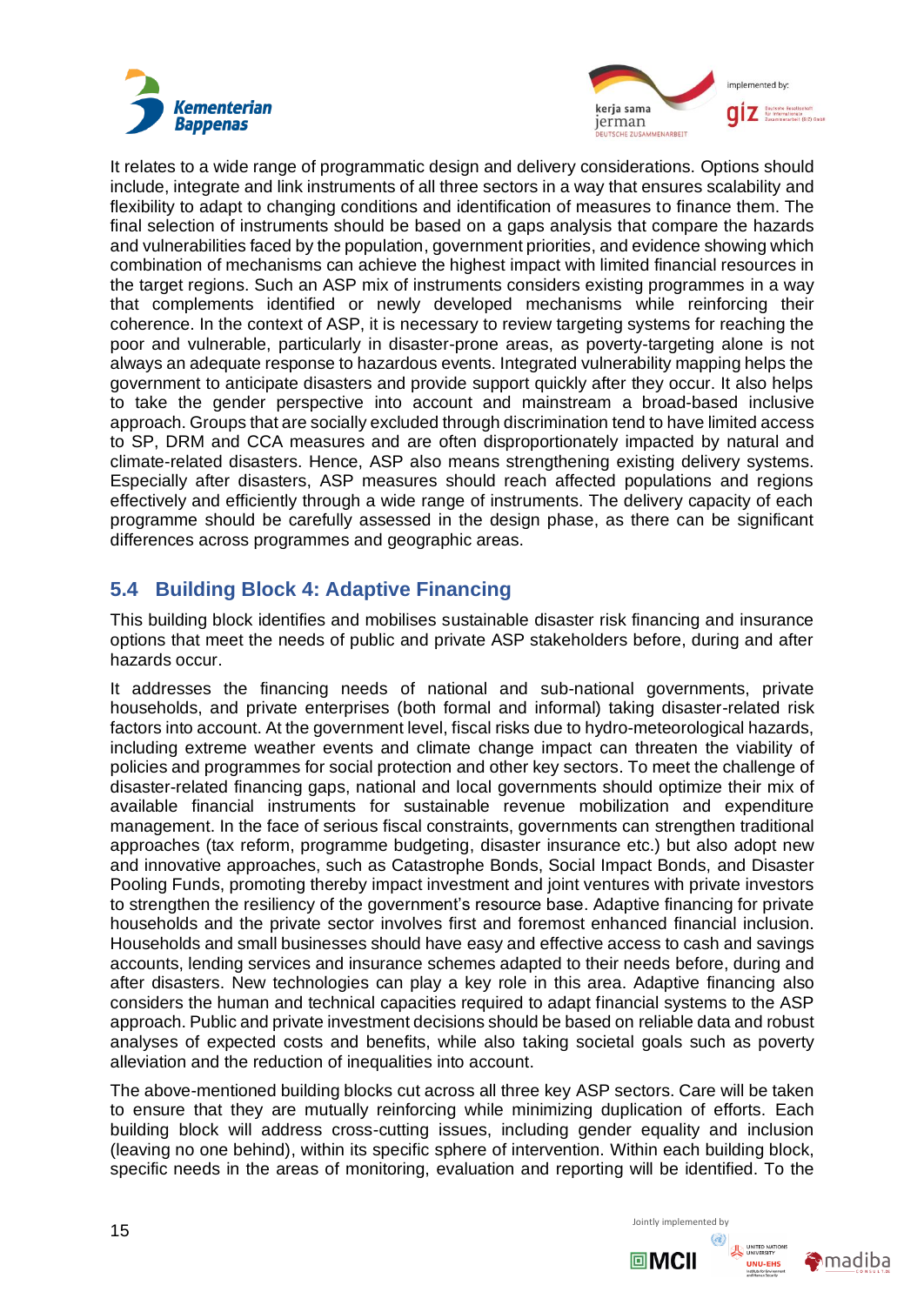It relates to a wide range of programmatic design and delivery considerations. Options should include, integrate and link instruments of all three sectors in a way that ensures scalability and flexibility to adapt to changing conditions and identification of measures to finance them. The final selection of instruments should be based on a gaps analysis that compare the hazards and vulnerabilities faced by the population, government priorities, and evidence showing which combination of mechanisms can achieve the highest impact with limited financial resources in the target regions. Such an ASP mix of instruments considers existing programmes in a way that complements identified or newly developed mechanisms while reinforcing their coherence. In the context of ASP, it is necessary to review targeting systems for reaching the poor and vulnerable, particularly in disaster-prone areas, as poverty-targeting alone is not always an adequate response to hazardous events. Integrated vulnerability mapping helps the government to anticipate disasters and provide support quickly after they occur. It also helps to take the gender perspective into account and mainstream a broad-based inclusive approach. Groups that are socially excluded through discrimination tend to have limited access to SP, DRM and CCA measures and are often disproportionately impacted by natural and climate-related disasters. Hence, ASP also means strengthening existing delivery systems. Especially after disasters, ASP measures should reach affected populations and regions effectively and efficiently through a wide range of instruments. The delivery capacity of each programme should be carefully assessed in the design phase, as there can be significant differences across programmes and geographic areas.

## 5.4 Building Block 4: Adaptive Financing

This building block identifies and mobilises sustainable disaster risk financing and insurance options that meet the needs of public and private ASP stakeholders before, during and after hazards occur.

It addresses the financing needs of national and sub-national governments, private households, and private enterprises (both formal and informal) taking disaster-related risk factors into account. At the government level, fiscal risks due to hydro-meteorological hazards, including extreme weather events and climate change impact can threaten the viability of policies and programmes for social protection and other key sectors. To meet the challenge of disaster-related financing gaps, national and local governments should optimize their mix of available financial instruments for sustainable revenue mobilization and expenditure management. In the face of serious fiscal constraints, governments can strengthen traditional approaches (tax reform, programme budgeting, disaster insurance etc.) but also adopt new and innovative approaches, such as Catastrophe Bonds, Social Impact Bonds, and Disaster Pooling Funds, promoting thereby impact investment and joint ventures with private investors to strengthen the resiliency of the government's resource base. Adaptive financing for private households and the private sector involves first and foremost enhanced financial inclusion. Households and small businesses should have easy and effective access to cash and savings accounts, lending services and insurance schemes adapted to their needs before, during and after disasters. New technologies can play a key role in this area. Adaptive financing also considers the human and technical capacities required to adapt financial systems to the ASP approach. Public and private investment decisions should be based on reliable data and robust analyses of expected costs and benefits, while also taking societal goals such as poverty alleviation and the reduction of inequalities into account.

The above-mentioned building blocks cut across all three key ASP sectors. Care will be taken to ensure that they are mutually reinforcing while minimizing duplication of efforts. Each building block will address cross-cutting issues, including gender equality and inclusion (leaving no one behind), within its specific sphere of intervention. Within each building block, specific needs in the areas of monitoring, evaluation and reporting will be identified. To the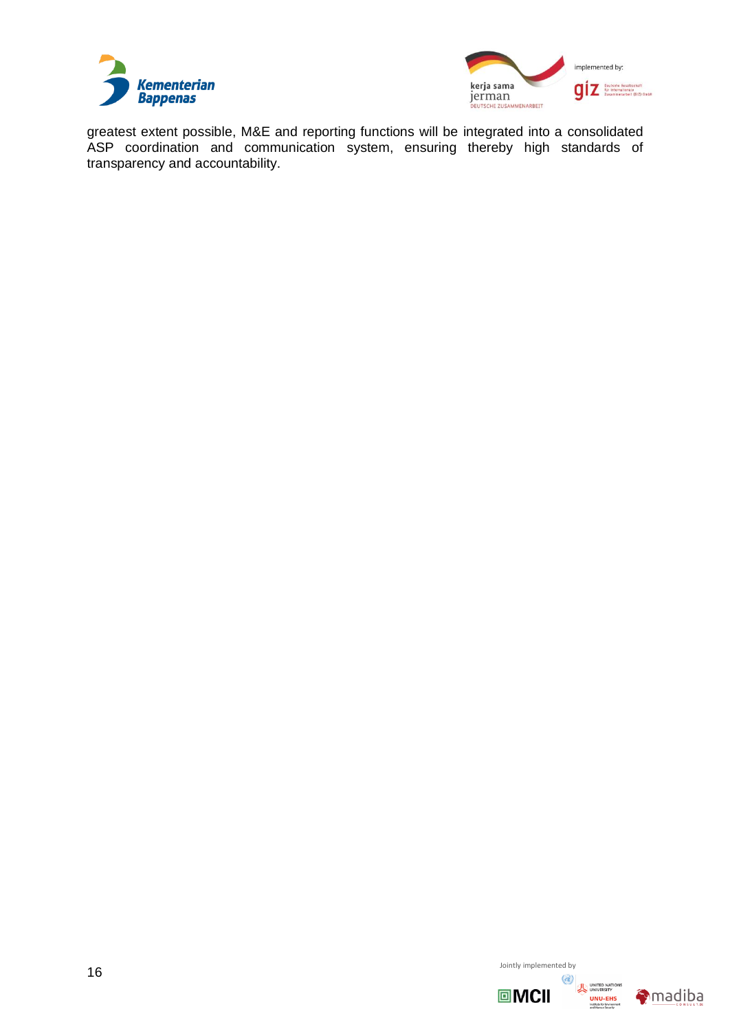greatest extent possible, M&E and reporting functions will be integrated into a consolidated ASP coordination and communication system, ensuring thereby high standards of transparency and accountability.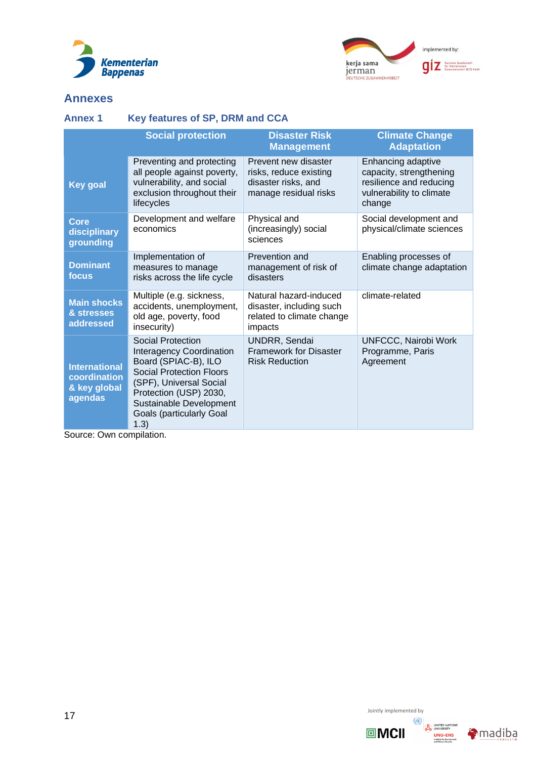## Annexes

### Annex 1 Key features of SP, DRM and CCA

| | Social protection | Disaster Risk Management | Climate Change Adaptation |
|---|---|---|---|
| **Key goal** | Preventing and protecting all people against poverty, vulnerability, and social exclusion throughout their lifecycles | Prevent new disaster risks, reduce existing disaster risks, and manage residual risks | Enhancing adaptive capacity, strengthening resilience and reducing vulnerability to climate change |
| **Core disciplinary grounding** | Development and welfare economics | Physical and (increasingly) social sciences | Social development and physical/climate sciences |
| **Dominant focus** | Implementation of measures to manage risks across the life cycle | Prevention and management of risk of disasters | Enabling processes of climate change adaptation |
| **Main shocks & stresses addressed** | Multiple (e.g. sickness, accidents, unemployment, old age, poverty, food insecurity) | Natural hazard-induced disaster, including such related to climate change impacts | climate-related |
| **International coordination & key global agendas** | Social Protection Interagency Coordination Board (SPIAC-B), ILO Social Protection Floors (SPF), Universal Social Protection (USP) 2030, Sustainable Development Goals (particularly Goal 1.3) | UNDRR, Sendai Framework for Disaster Risk Reduction | UNFCCC, Nairobi Work Programme, Paris Agreement |

Source: Own compilation.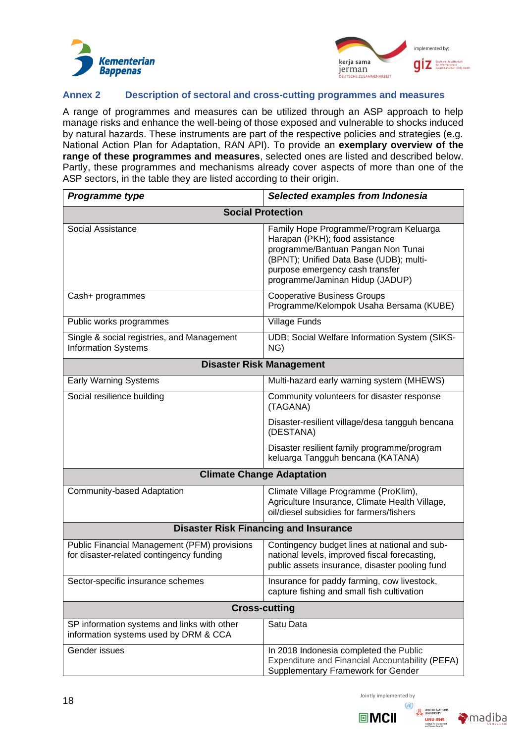## Annex 2 Description of sectoral and cross-cutting programmes and measures

A range of programmes and measures can be utilized through an ASP approach to help manage risks and enhance the well-being of those exposed and vulnerable to shocks induced by natural hazards. These instruments are part of the respective policies and strategies (e.g. National Action Plan for Adaptation, RAN API). To provide an **exemplary overview of the range of these programmes and measures**, selected ones are listed and described below. Partly, these programmes and mechanisms already cover aspects of more than one of the ASP sectors, in the table they are listed according to their origin.

| ***Programme type*** | ***Selected examples from Indonesia*** |
|---|---|
| **Social Protection** | |
| Social Assistance | Family Hope Programme/Program Keluarga Harapan (PKH); food assistance programme/Bantuan Pangan Non Tunai (BPNT); Unified Data Base (UDB); multi-purpose emergency cash transfer programme/Jaminan Hidup (JADUP) |
| Cash+ programmes | Cooperative Business Groups Programme/Kelompok Usaha Bersama (KUBE) |
| Public works programmes | Village Funds |
| Single & social registries, and Management Information Systems | UDB; Social Welfare Information System (SIKS-NG) |
| **Disaster Risk Management** | |
| Early Warning Systems | Multi-hazard early warning system (MHEWS) |
| Social resilience building | Community volunteers for disaster response (TAGANA) |
| | Disaster-resilient village/desa tangguh bencana (DESTANA) |
| | Disaster resilient family programme/program keluarga Tangguh bencana (KATANA) |
| **Climate Change Adaptation** | |
| Community-based Adaptation | Climate Village Programme (ProKlim), Agriculture Insurance, Climate Health Village, oil/diesel subsidies for farmers/fishers |
| **Disaster Risk Financing and Insurance** | |
| Public Financial Management (PFM) provisions for disaster-related contingency funding | Contingency budget lines at national and sub-national levels, improved fiscal forecasting, public assets insurance, disaster pooling fund |
| Sector-specific insurance schemes | Insurance for paddy farming, cow livestock, capture fishing and small fish cultivation |
| **Cross-cutting** | |
| SP information systems and links with other information systems used by DRM & CCA | Satu Data |
| Gender issues | In 2018 Indonesia completed the Public Expenditure and Financial Accountability (PEFA) Supplementary Framework for Gender |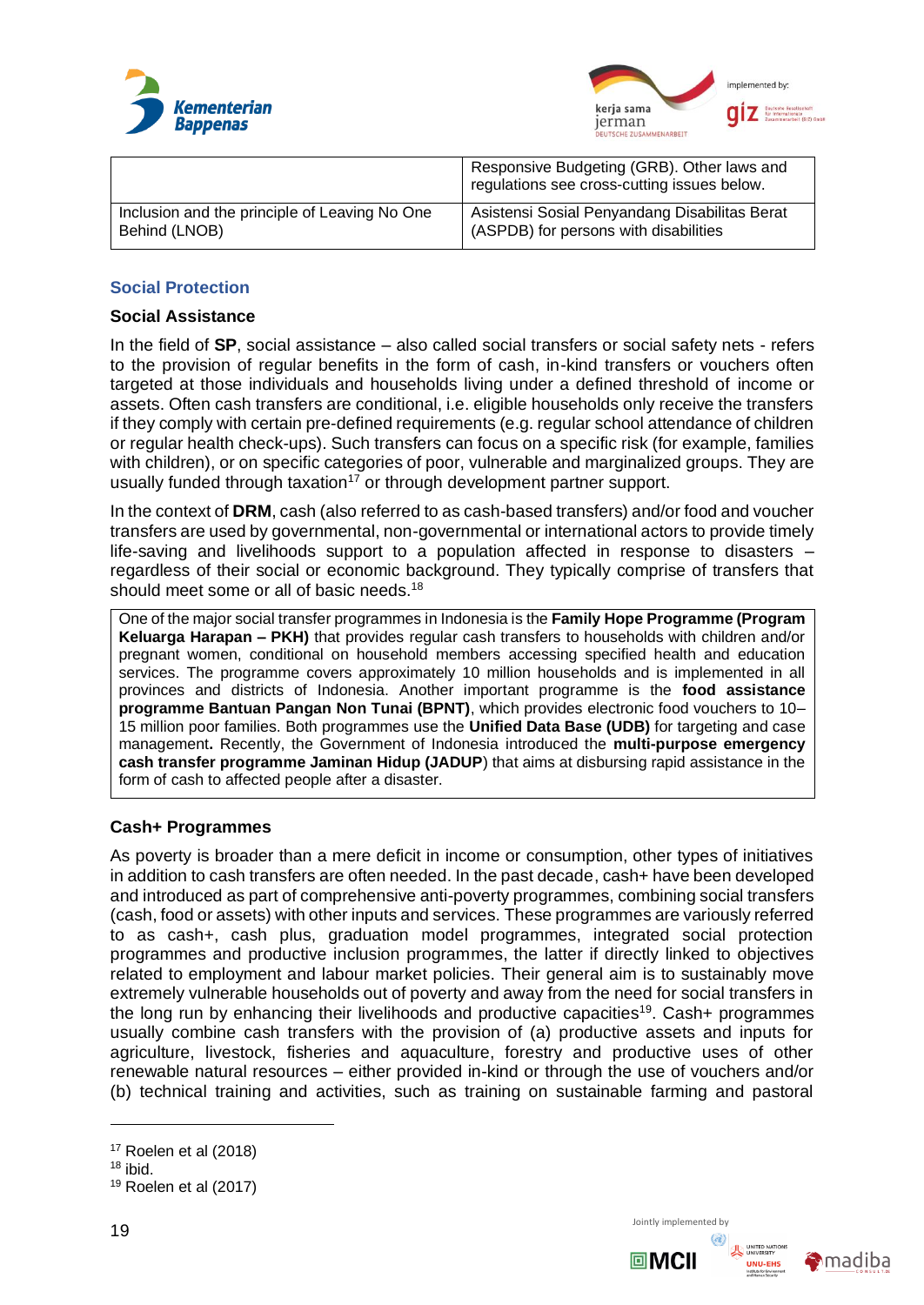|  |  |
|---|---|
|  | Responsive Budgeting (GRB). Other laws and regulations see cross-cutting issues below. |
| Inclusion and the principle of Leaving No One Behind (LNOB) | Asistensi Sosial Penyandang Disabilitas Berat (ASPDB) for persons with disabilities |

## Social Protection

### Social Assistance

In the field of **SP**, social assistance – also called social transfers or social safety nets - refers to the provision of regular benefits in the form of cash, in-kind transfers or vouchers often targeted at those individuals and households living under a defined threshold of income or assets. Often cash transfers are conditional, i.e. eligible households only receive the transfers if they comply with certain pre-defined requirements (e.g. regular school attendance of children or regular health check-ups). Such transfers can focus on a specific risk (for example, families with children), or on specific categories of poor, vulnerable and marginalized groups. They are usually funded through taxation[17] or through development partner support.

In the context of **DRM**, cash (also referred to as cash-based transfers) and/or food and voucher transfers are used by governmental, non-governmental or international actors to provide timely life-saving and livelihoods support to a population affected in response to disasters – regardless of their social or economic background. They typically comprise of transfers that should meet some or all of basic needs.[18]

> One of the major social transfer programmes in Indonesia is the **Family Hope Programme (Program Keluarga Harapan – PKH)** that provides regular cash transfers to households with children and/or pregnant women, conditional on household members accessing specified health and education services. The programme covers approximately 10 million households and is implemented in all provinces and districts of Indonesia. Another important programme is the **food assistance programme Bantuan Pangan Non Tunai (BPNT)**, which provides electronic food vouchers to 10–15 million poor families. Both programmes use the **Unified Data Base (UDB)** for targeting and case management**.** Recently, the Government of Indonesia introduced the **multi-purpose emergency cash transfer programme Jaminan Hidup (JADUP**) that aims at disbursing rapid assistance in the form of cash to affected people after a disaster.

### Cash+ Programmes

As poverty is broader than a mere deficit in income or consumption, other types of initiatives in addition to cash transfers are often needed. In the past decade, cash+ have been developed and introduced as part of comprehensive anti-poverty programmes, combining social transfers (cash, food or assets) with other inputs and services. These programmes are variously referred to as cash+, cash plus, graduation model programmes, integrated social protection programmes and productive inclusion programmes, the latter if directly linked to objectives related to employment and labour market policies. Their general aim is to sustainably move extremely vulnerable households out of poverty and away from the need for social transfers in the long run by enhancing their livelihoods and productive capacities[19]. Cash+ programmes usually combine cash transfers with the provision of (a) productive assets and inputs for agriculture, livestock, fisheries and aquaculture, forestry and productive uses of other renewable natural resources – either provided in-kind or through the use of vouchers and/or (b) technical training and activities, such as training on sustainable farming and pastoral

---

[17] Roelen et al (2018)

[18] ibid.

[19] Roelen et al (2017)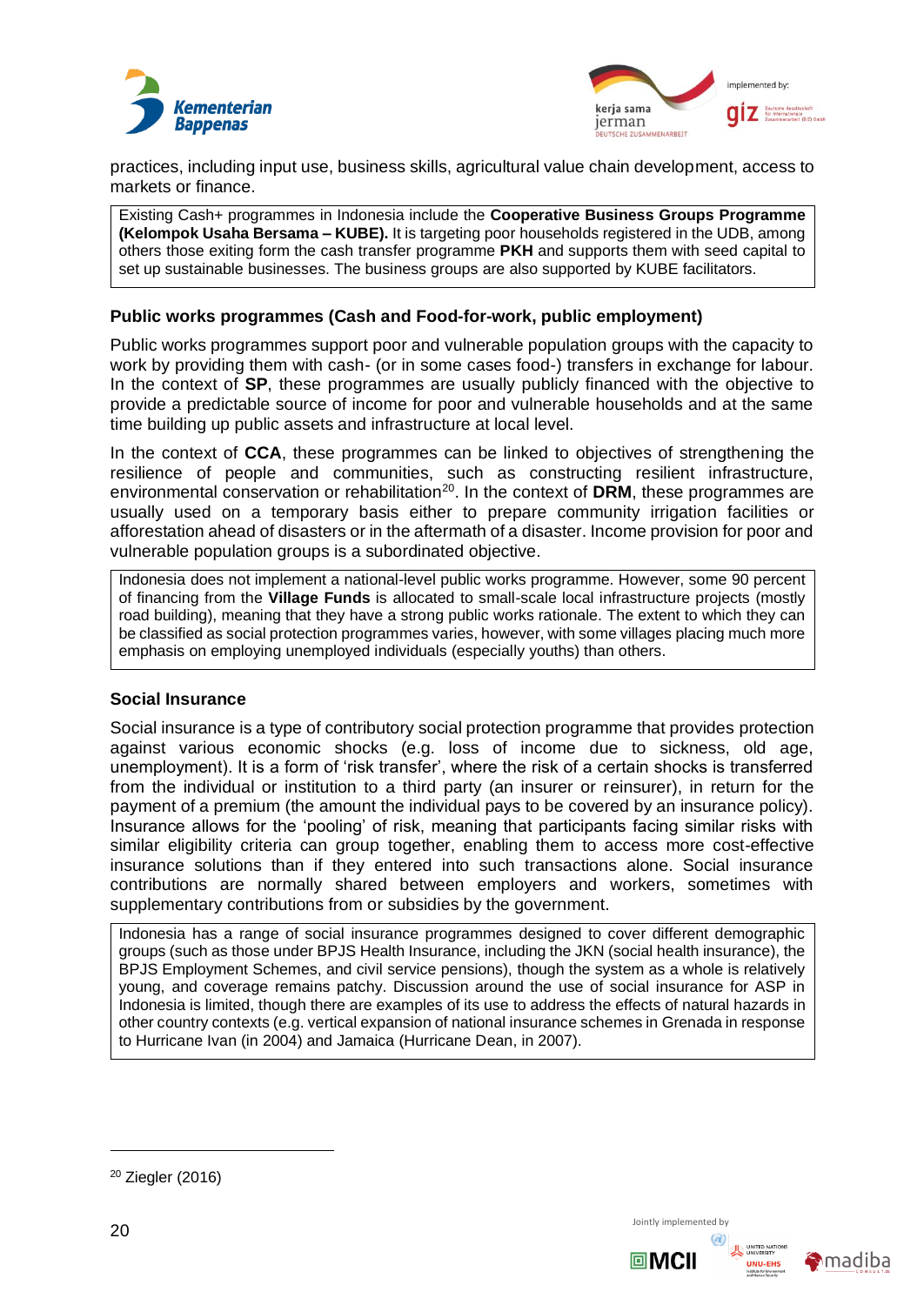practices, including input use, business skills, agricultural value chain development, access to markets or finance.

> Existing Cash+ programmes in Indonesia include the **Cooperative Business Groups Programme (Kelompok Usaha Bersama – KUBE).** It is targeting poor households registered in the UDB, among others those exiting form the cash transfer programme **PKH** and supports them with seed capital to set up sustainable businesses. The business groups are also supported by KUBE facilitators.

### Public works programmes (Cash and Food-for-work, public employment)

Public works programmes support poor and vulnerable population groups with the capacity to work by providing them with cash- (or in some cases food-) transfers in exchange for labour. In the context of **SP**, these programmes are usually publicly financed with the objective to provide a predictable source of income for poor and vulnerable households and at the same time building up public assets and infrastructure at local level.

In the context of **CCA**, these programmes can be linked to objectives of strengthening the resilience of people and communities, such as constructing resilient infrastructure, environmental conservation or rehabilitation[20]. In the context of **DRM**, these programmes are usually used on a temporary basis either to prepare community irrigation facilities or afforestation ahead of disasters or in the aftermath of a disaster. Income provision for poor and vulnerable population groups is a subordinated objective.

> Indonesia does not implement a national-level public works programme. However, some 90 percent of financing from the **Village Funds** is allocated to small-scale local infrastructure projects (mostly road building), meaning that they have a strong public works rationale. The extent to which they can be classified as social protection programmes varies, however, with some villages placing much more emphasis on employing unemployed individuals (especially youths) than others.

### Social Insurance

Social insurance is a type of contributory social protection programme that provides protection against various economic shocks (e.g. loss of income due to sickness, old age, unemployment). It is a form of 'risk transfer', where the risk of a certain shocks is transferred from the individual or institution to a third party (an insurer or reinsurer), in return for the payment of a premium (the amount the individual pays to be covered by an insurance policy). Insurance allows for the 'pooling' of risk, meaning that participants facing similar risks with similar eligibility criteria can group together, enabling them to access more cost-effective insurance solutions than if they entered into such transactions alone. Social insurance contributions are normally shared between employers and workers, sometimes with supplementary contributions from or subsidies by the government.

> Indonesia has a range of social insurance programmes designed to cover different demographic groups (such as those under BPJS Health Insurance, including the JKN (social health insurance), the BPJS Employment Schemes, and civil service pensions), though the system as a whole is relatively young, and coverage remains patchy. Discussion around the use of social insurance for ASP in Indonesia is limited, though there are examples of its use to address the effects of natural hazards in other country contexts (e.g. vertical expansion of national insurance schemes in Grenada in response to Hurricane Ivan (in 2004) and Jamaica (Hurricane Dean, in 2007).

[20] Ziegler (2016)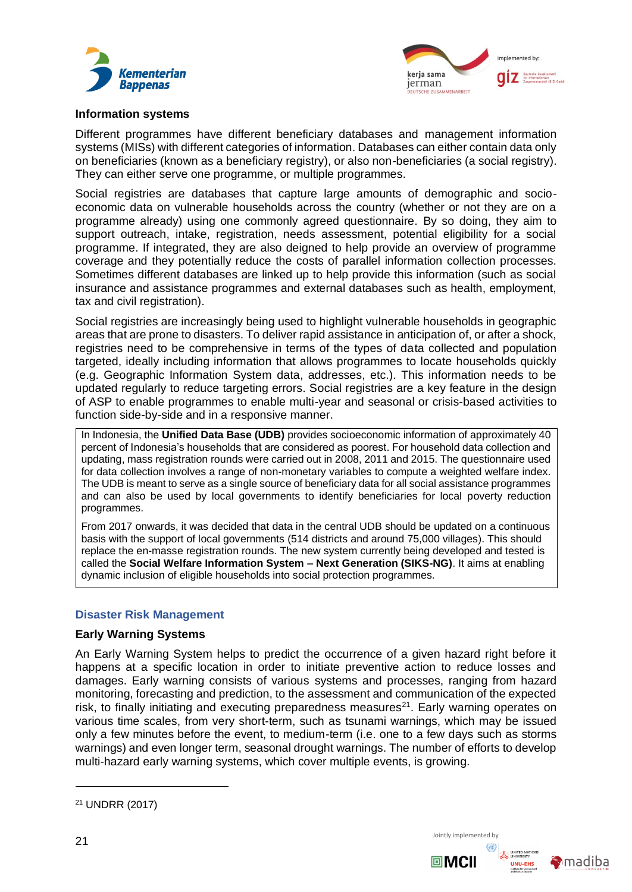### Information systems

Different programmes have different beneficiary databases and management information systems (MISs) with different categories of information. Databases can either contain data only on beneficiaries (known as a beneficiary registry), or also non-beneficiaries (a social registry). They can either serve one programme, or multiple programmes.

Social registries are databases that capture large amounts of demographic and socio-economic data on vulnerable households across the country (whether or not they are on a programme already) using one commonly agreed questionnaire. By so doing, they aim to support outreach, intake, registration, needs assessment, potential eligibility for a social programme. If integrated, they are also deigned to help provide an overview of programme coverage and they potentially reduce the costs of parallel information collection processes. Sometimes different databases are linked up to help provide this information (such as social insurance and assistance programmes and external databases such as health, employment, tax and civil registration).

Social registries are increasingly being used to highlight vulnerable households in geographic areas that are prone to disasters. To deliver rapid assistance in anticipation of, or after a shock, registries need to be comprehensive in terms of the types of data collected and population targeted, ideally including information that allows programmes to locate households quickly (e.g. Geographic Information System data, addresses, etc.). This information needs to be updated regularly to reduce targeting errors. Social registries are a key feature in the design of ASP to enable programmes to enable multi-year and seasonal or crisis-based activities to function side-by-side and in a responsive manner.

> In Indonesia, the **Unified Data Base (UDB)** provides socioeconomic information of approximately 40 percent of Indonesia's households that are considered as poorest. For household data collection and updating, mass registration rounds were carried out in 2008, 2011 and 2015. The questionnaire used for data collection involves a range of non-monetary variables to compute a weighted welfare index. The UDB is meant to serve as a single source of beneficiary data for all social assistance programmes and can also be used by local governments to identify beneficiaries for local poverty reduction programmes.
>
> From 2017 onwards, it was decided that data in the central UDB should be updated on a continuous basis with the support of local governments (514 districts and around 75,000 villages). This should replace the en-masse registration rounds. The new system currently being developed and tested is called the **Social Welfare Information System – Next Generation (SIKS-NG)**. It aims at enabling dynamic inclusion of eligible households into social protection programmes.

## Disaster Risk Management

### Early Warning Systems

An Early Warning System helps to predict the occurrence of a given hazard right before it happens at a specific location in order to initiate preventive action to reduce losses and damages. Early warning consists of various systems and processes, ranging from hazard monitoring, forecasting and prediction, to the assessment and communication of the expected risk, to finally initiating and executing preparedness measures[21]. Early warning operates on various time scales, from very short-term, such as tsunami warnings, which may be issued only a few minutes before the event, to medium-term (i.e. one to a few days such as storms warnings) and even longer term, seasonal drought warnings. The number of efforts to develop multi-hazard early warning systems, which cover multiple events, is growing.

[21] UNDRR (2017)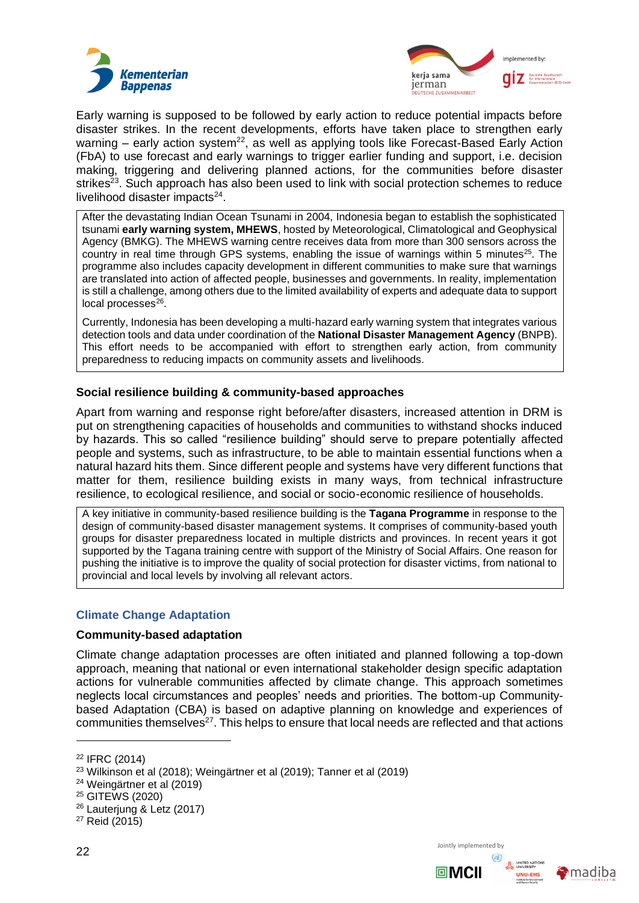Early warning is supposed to be followed by early action to reduce potential impacts before disaster strikes. In the recent developments, efforts have taken place to strengthen early warning – early action system[22], as well as applying tools like Forecast-Based Early Action (FbA) to use forecast and early warnings to trigger earlier funding and support, i.e. decision making, triggering and delivering planned actions, for the communities before disaster strikes[23]. Such approach has also been used to link with social protection schemes to reduce livelihood disaster impacts[24].

> After the devastating Indian Ocean Tsunami in 2004, Indonesia began to establish the sophisticated tsunami **early warning system, MHEWS**, hosted by Meteorological, Climatological and Geophysical Agency (BMKG). The MHEWS warning centre receives data from more than 300 sensors across the country in real time through GPS systems, enabling the issue of warnings within 5 minutes[25]. The programme also includes capacity development in different communities to make sure that warnings are translated into action of affected people, businesses and governments. In reality, implementation is still a challenge, among others due to the limited availability of experts and adequate data to support local processes[26].
>
> Currently, Indonesia has been developing a multi-hazard early warning system that integrates various detection tools and data under coordination of the **National Disaster Management Agency** (BNPB). This effort needs to be accompanied with effort to strengthen early action, from community preparedness to reducing impacts on community assets and livelihoods.

#### Social resilience building & community-based approaches

Apart from warning and response right before/after disasters, increased attention in DRM is put on strengthening capacities of households and communities to withstand shocks induced by hazards. This so called "resilience building" should serve to prepare potentially affected people and systems, such as infrastructure, to be able to maintain essential functions when a natural hazard hits them. Since different people and systems have very different functions that matter for them, resilience building exists in many ways, from technical infrastructure resilience, to ecological resilience, and social or socio-economic resilience of households.

> A key initiative in community-based resilience building is the **Tagana Programme** in response to the design of community-based disaster management systems. It comprises of community-based youth groups for disaster preparedness located in multiple districts and provinces. In recent years it got supported by the Tagana training centre with support of the Ministry of Social Affairs. One reason for pushing the initiative is to improve the quality of social protection for disaster victims, from national to provincial and local levels by involving all relevant actors.

### Climate Change Adaptation

#### Community-based adaptation

Climate change adaptation processes are often initiated and planned following a top-down approach, meaning that national or even international stakeholder design specific adaptation actions for vulnerable communities affected by climate change. This approach sometimes neglects local circumstances and peoples' needs and priorities. The bottom-up Community-based Adaptation (CBA) is based on adaptive planning on knowledge and experiences of communities themselves[27]. This helps to ensure that local needs are reflected and that actions

---

[22] IFRC (2014)
[23] Wilkinson et al (2018); Weingärtner et al (2019); Tanner et al (2019)
[24] Weingärtner et al (2019)
[25] GITEWS (2020)
[26] Lauterjung & Letz (2017)
[27] Reid (2015)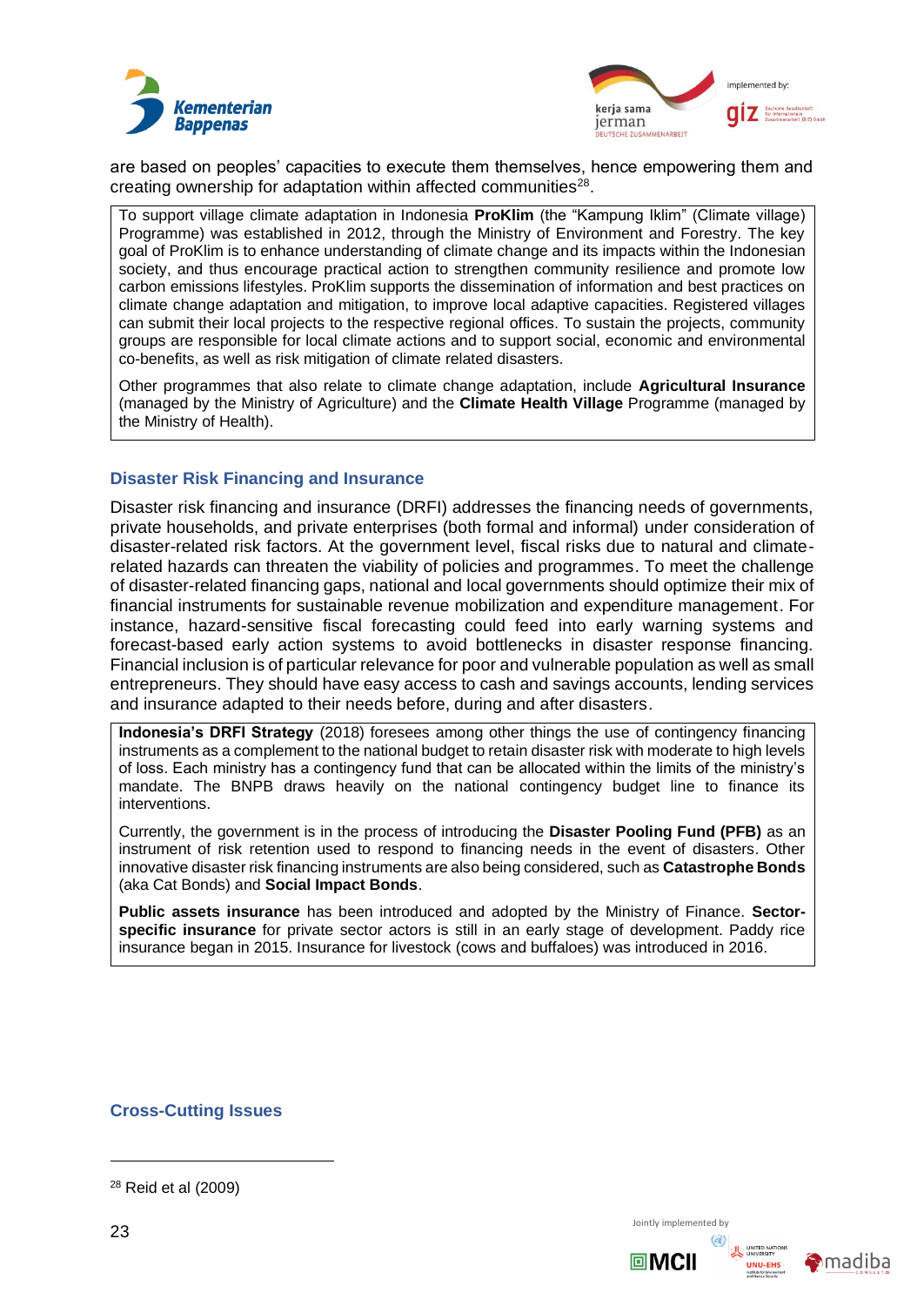are based on peoples' capacities to execute them themselves, hence empowering them and creating ownership for adaptation within affected communities[28].

> To support village climate adaptation in Indonesia **ProKlim** (the "Kampung Iklim" (Climate village) Programme) was established in 2012, through the Ministry of Environment and Forestry. The key goal of ProKlim is to enhance understanding of climate change and its impacts within the Indonesian society, and thus encourage practical action to strengthen community resilience and promote low carbon emissions lifestyles. ProKlim supports the dissemination of information and best practices on climate change adaptation and mitigation, to improve local adaptive capacities. Registered villages can submit their local projects to the respective regional offices. To sustain the projects, community groups are responsible for local climate actions and to support social, economic and environmental co-benefits, as well as risk mitigation of climate related disasters.
>
> Other programmes that also relate to climate change adaptation, include **Agricultural Insurance** (managed by the Ministry of Agriculture) and the **Climate Health Village** Programme (managed by the Ministry of Health).

### Disaster Risk Financing and Insurance

Disaster risk financing and insurance (DRFI) addresses the financing needs of governments, private households, and private enterprises (both formal and informal) under consideration of disaster-related risk factors. At the government level, fiscal risks due to natural and climate-related hazards can threaten the viability of policies and programmes. To meet the challenge of disaster-related financing gaps, national and local governments should optimize their mix of financial instruments for sustainable revenue mobilization and expenditure management. For instance, hazard-sensitive fiscal forecasting could feed into early warning systems and forecast-based early action systems to avoid bottlenecks in disaster response financing. Financial inclusion is of particular relevance for poor and vulnerable population as well as small entrepreneurs. They should have easy access to cash and savings accounts, lending services and insurance adapted to their needs before, during and after disasters.

> **Indonesia's DRFI Strategy** (2018) foresees among other things the use of contingency financing instruments as a complement to the national budget to retain disaster risk with moderate to high levels of loss. Each ministry has a contingency fund that can be allocated within the limits of the ministry's mandate. The BNPB draws heavily on the national contingency budget line to finance its interventions.
>
> Currently, the government is in the process of introducing the **Disaster Pooling Fund (PFB)** as an instrument of risk retention used to respond to financing needs in the event of disasters. Other innovative disaster risk financing instruments are also being considered, such as **Catastrophe Bonds** (aka Cat Bonds) and **Social Impact Bonds**.
>
> **Public assets insurance** has been introduced and adopted by the Ministry of Finance. **Sector-specific insurance** for private sector actors is still in an early stage of development. Paddy rice insurance began in 2015. Insurance for livestock (cows and buffaloes) was introduced in 2016.

### Cross-Cutting Issues

---

[28] Reid et al (2009)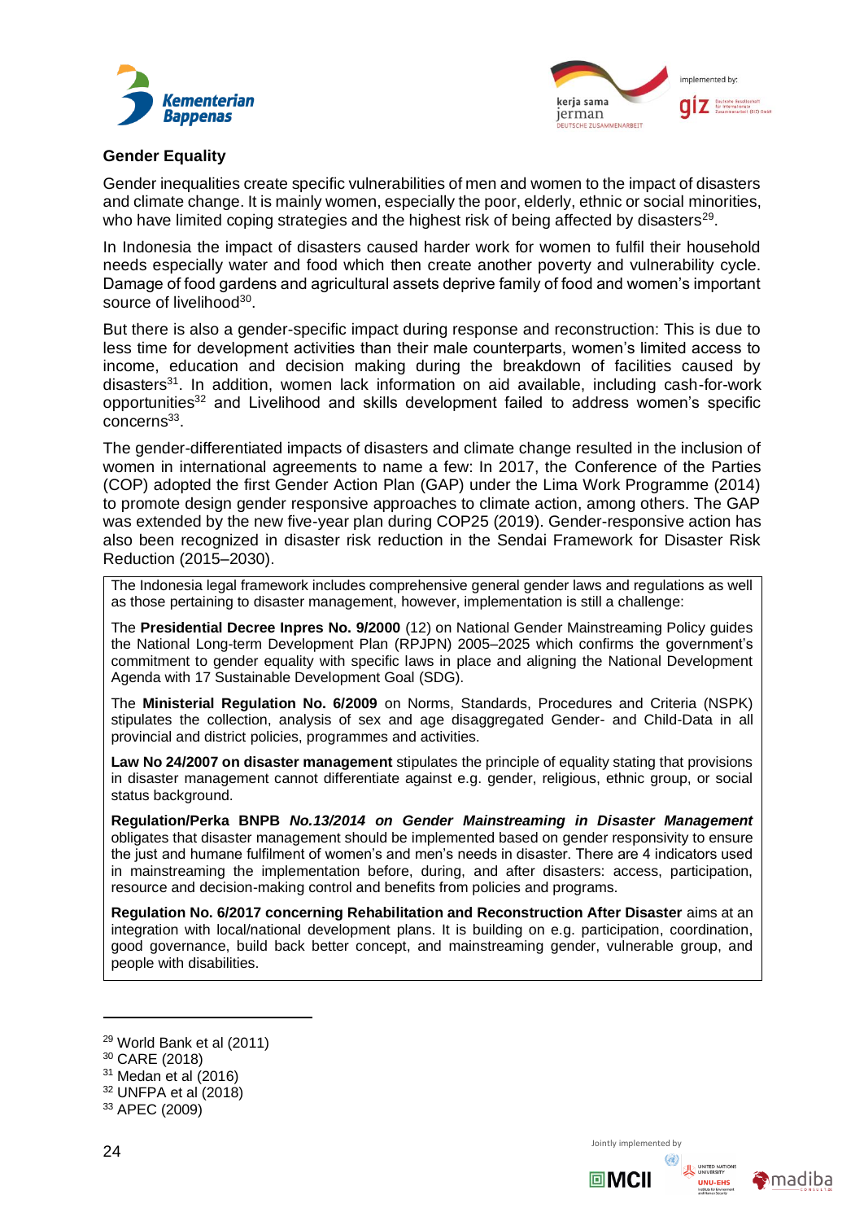## Gender Equality

Gender inequalities create specific vulnerabilities of men and women to the impact of disasters and climate change. It is mainly women, especially the poor, elderly, ethnic or social minorities, who have limited coping strategies and the highest risk of being affected by disasters[29].

In Indonesia the impact of disasters caused harder work for women to fulfil their household needs especially water and food which then create another poverty and vulnerability cycle. Damage of food gardens and agricultural assets deprive family of food and women's important source of livelihood[30].

But there is also a gender-specific impact during response and reconstruction: This is due to less time for development activities than their male counterparts, women's limited access to income, education and decision making during the breakdown of facilities caused by disasters[31]. In addition, women lack information on aid available, including cash-for-work opportunities[32] and Livelihood and skills development failed to address women's specific concerns[33].

The gender-differentiated impacts of disasters and climate change resulted in the inclusion of women in international agreements to name a few: In 2017, the Conference of the Parties (COP) adopted the first Gender Action Plan (GAP) under the Lima Work Programme (2014) to promote design gender responsive approaches to climate action, among others. The GAP was extended by the new five-year plan during COP25 (2019). Gender-responsive action has also been recognized in disaster risk reduction in the Sendai Framework for Disaster Risk Reduction (2015–2030).

The Indonesia legal framework includes comprehensive general gender laws and regulations as well as those pertaining to disaster management, however, implementation is still a challenge:

The **Presidential Decree Inpres No. 9/2000** (12) on National Gender Mainstreaming Policy guides the National Long-term Development Plan (RPJPN) 2005–2025 which confirms the government's commitment to gender equality with specific laws in place and aligning the National Development Agenda with 17 Sustainable Development Goal (SDG).

The **Ministerial Regulation No. 6/2009** on Norms, Standards, Procedures and Criteria (NSPK) stipulates the collection, analysis of sex and age disaggregated Gender- and Child-Data in all provincial and district policies, programmes and activities.

**Law No 24/2007 on disaster management** stipulates the principle of equality stating that provisions in disaster management cannot differentiate against e.g. gender, religious, ethnic group, or social status background.

**Regulation/Perka BNPB *No.13/2014 on Gender Mainstreaming in Disaster Management*** obligates that disaster management should be implemented based on gender responsivity to ensure the just and humane fulfilment of women's and men's needs in disaster. There are 4 indicators used in mainstreaming the implementation before, during, and after disasters: access, participation, resource and decision-making control and benefits from policies and programs.

**Regulation No. 6/2017 concerning Rehabilitation and Reconstruction After Disaster** aims at an integration with local/national development plans. It is building on e.g. participation, coordination, good governance, build back better concept, and mainstreaming gender, vulnerable group, and people with disabilities.

---

[29] World Bank et al (2011)

[30] CARE (2018)

[31] Medan et al (2016)

[32] UNFPA et al (2018)

[33] APEC (2009)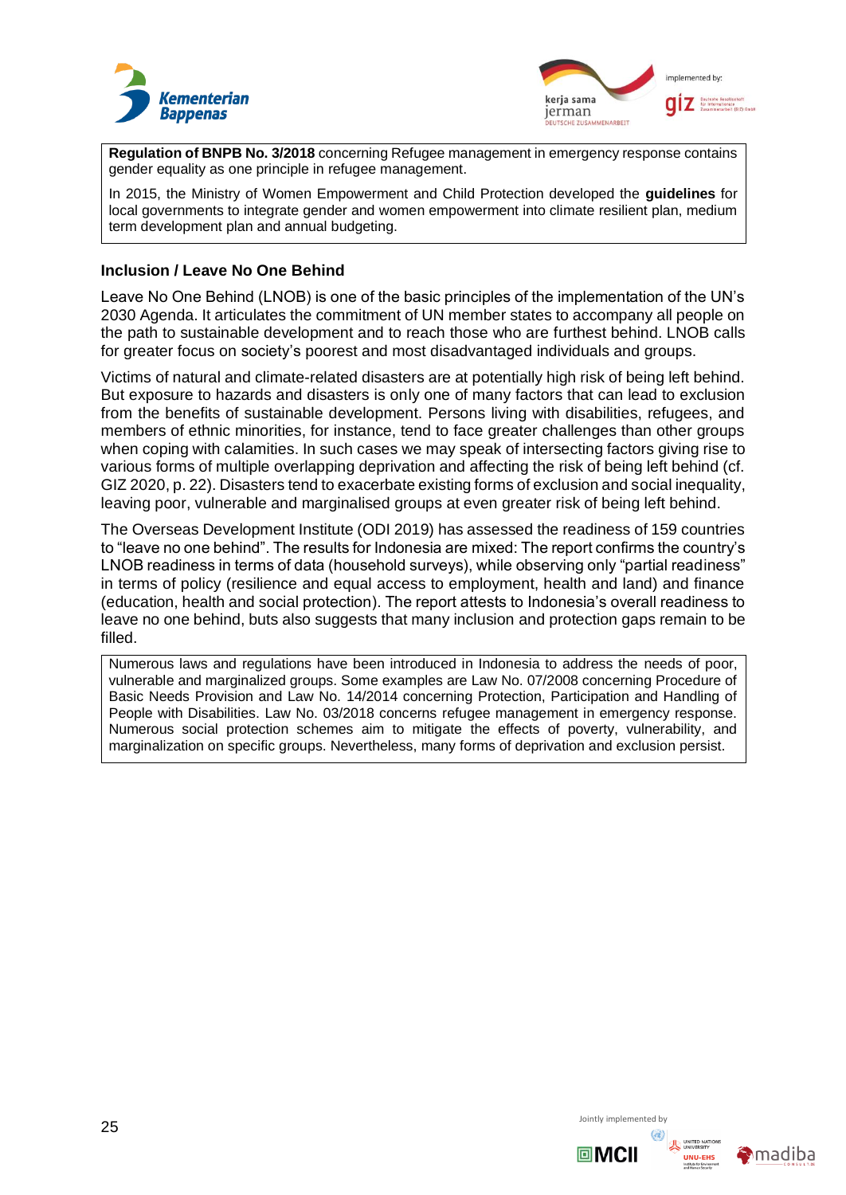**Regulation of BNPB No. 3/2018** concerning Refugee management in emergency response contains gender equality as one principle in refugee management.

In 2015, the Ministry of Women Empowerment and Child Protection developed the **guidelines** for local governments to integrate gender and women empowerment into climate resilient plan, medium term development plan and annual budgeting.

### Inclusion / Leave No One Behind

Leave No One Behind (LNOB) is one of the basic principles of the implementation of the UN's 2030 Agenda. It articulates the commitment of UN member states to accompany all people on the path to sustainable development and to reach those who are furthest behind. LNOB calls for greater focus on society's poorest and most disadvantaged individuals and groups.

Victims of natural and climate-related disasters are at potentially high risk of being left behind. But exposure to hazards and disasters is only one of many factors that can lead to exclusion from the benefits of sustainable development. Persons living with disabilities, refugees, and members of ethnic minorities, for instance, tend to face greater challenges than other groups when coping with calamities. In such cases we may speak of intersecting factors giving rise to various forms of multiple overlapping deprivation and affecting the risk of being left behind (cf. GIZ 2020, p. 22). Disasters tend to exacerbate existing forms of exclusion and social inequality, leaving poor, vulnerable and marginalised groups at even greater risk of being left behind.

The Overseas Development Institute (ODI 2019) has assessed the readiness of 159 countries to "leave no one behind". The results for Indonesia are mixed: The report confirms the country's LNOB readiness in terms of data (household surveys), while observing only "partial readiness" in terms of policy (resilience and equal access to employment, health and land) and finance (education, health and social protection). The report attests to Indonesia's overall readiness to leave no one behind, buts also suggests that many inclusion and protection gaps remain to be filled.

Numerous laws and regulations have been introduced in Indonesia to address the needs of poor, vulnerable and marginalized groups. Some examples are Law No. 07/2008 concerning Procedure of Basic Needs Provision and Law No. 14/2014 concerning Protection, Participation and Handling of People with Disabilities. Law No. 03/2018 concerns refugee management in emergency response. Numerous social protection schemes aim to mitigate the effects of poverty, vulnerability, and marginalization on specific groups. Nevertheless, many forms of deprivation and exclusion persist.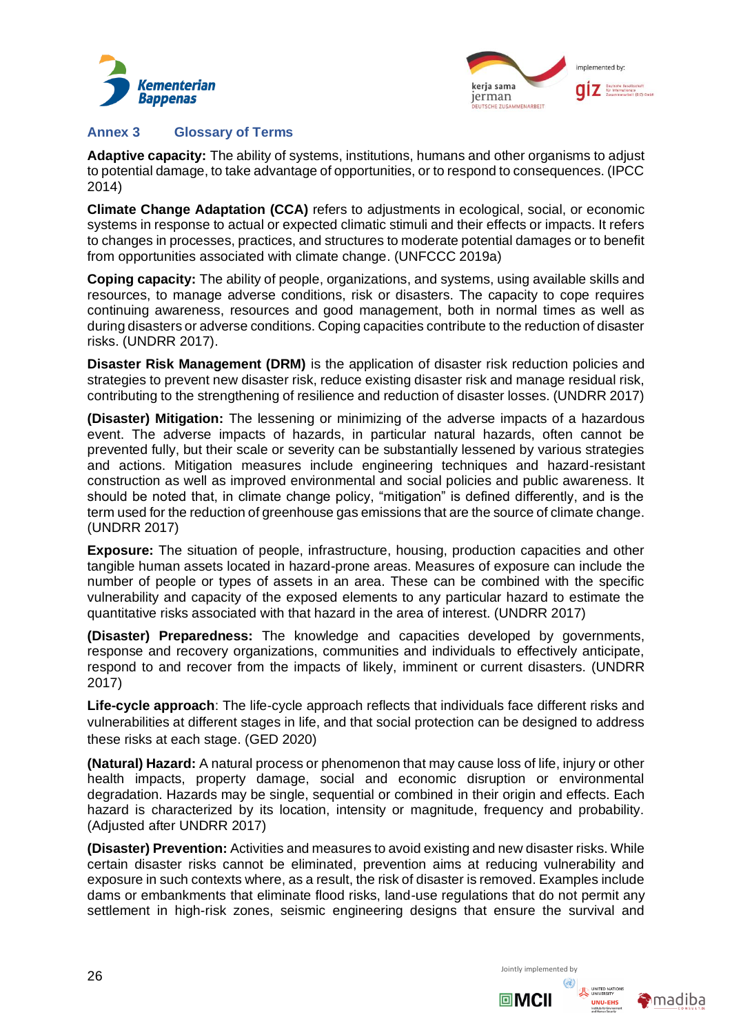## Annex 3 Glossary of Terms

**Adaptive capacity:** The ability of systems, institutions, humans and other organisms to adjust to potential damage, to take advantage of opportunities, or to respond to consequences. (IPCC 2014)

**Climate Change Adaptation (CCA)** refers to adjustments in ecological, social, or economic systems in response to actual or expected climatic stimuli and their effects or impacts. It refers to changes in processes, practices, and structures to moderate potential damages or to benefit from opportunities associated with climate change. (UNFCCC 2019a)

**Coping capacity:** The ability of people, organizations, and systems, using available skills and resources, to manage adverse conditions, risk or disasters. The capacity to cope requires continuing awareness, resources and good management, both in normal times as well as during disasters or adverse conditions. Coping capacities contribute to the reduction of disaster risks. (UNDRR 2017).

**Disaster Risk Management (DRM)** is the application of disaster risk reduction policies and strategies to prevent new disaster risk, reduce existing disaster risk and manage residual risk, contributing to the strengthening of resilience and reduction of disaster losses. (UNDRR 2017)

**(Disaster) Mitigation:** The lessening or minimizing of the adverse impacts of a hazardous event. The adverse impacts of hazards, in particular natural hazards, often cannot be prevented fully, but their scale or severity can be substantially lessened by various strategies and actions. Mitigation measures include engineering techniques and hazard-resistant construction as well as improved environmental and social policies and public awareness. It should be noted that, in climate change policy, "mitigation" is defined differently, and is the term used for the reduction of greenhouse gas emissions that are the source of climate change. (UNDRR 2017)

**Exposure:** The situation of people, infrastructure, housing, production capacities and other tangible human assets located in hazard-prone areas. Measures of exposure can include the number of people or types of assets in an area. These can be combined with the specific vulnerability and capacity of the exposed elements to any particular hazard to estimate the quantitative risks associated with that hazard in the area of interest. (UNDRR 2017)

**(Disaster) Preparedness:** The knowledge and capacities developed by governments, response and recovery organizations, communities and individuals to effectively anticipate, respond to and recover from the impacts of likely, imminent or current disasters. (UNDRR 2017)

**Life-cycle approach**: The life-cycle approach reflects that individuals face different risks and vulnerabilities at different stages in life, and that social protection can be designed to address these risks at each stage. (GED 2020)

**(Natural) Hazard:** A natural process or phenomenon that may cause loss of life, injury or other health impacts, property damage, social and economic disruption or environmental degradation. Hazards may be single, sequential or combined in their origin and effects. Each hazard is characterized by its location, intensity or magnitude, frequency and probability. (Adjusted after UNDRR 2017)

**(Disaster) Prevention:** Activities and measures to avoid existing and new disaster risks. While certain disaster risks cannot be eliminated, prevention aims at reducing vulnerability and exposure in such contexts where, as a result, the risk of disaster is removed. Examples include dams or embankments that eliminate flood risks, land-use regulations that do not permit any settlement in high-risk zones, seismic engineering designs that ensure the survival and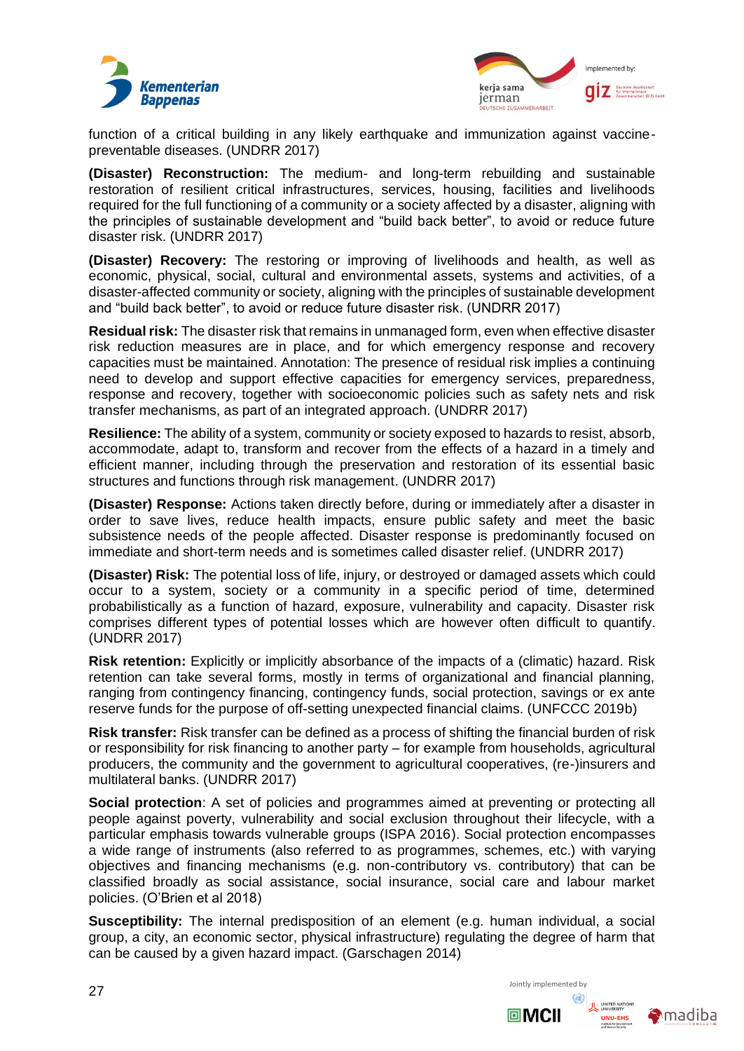function of a critical building in any likely earthquake and immunization against vaccine-preventable diseases. (UNDRR 2017)

**(Disaster) Reconstruction:** The medium- and long-term rebuilding and sustainable restoration of resilient critical infrastructures, services, housing, facilities and livelihoods required for the full functioning of a community or a society affected by a disaster, aligning with the principles of sustainable development and "build back better", to avoid or reduce future disaster risk. (UNDRR 2017)

**(Disaster) Recovery:** The restoring or improving of livelihoods and health, as well as economic, physical, social, cultural and environmental assets, systems and activities, of a disaster-affected community or society, aligning with the principles of sustainable development and "build back better", to avoid or reduce future disaster risk. (UNDRR 2017)

**Residual risk:** The disaster risk that remains in unmanaged form, even when effective disaster risk reduction measures are in place, and for which emergency response and recovery capacities must be maintained. Annotation: The presence of residual risk implies a continuing need to develop and support effective capacities for emergency services, preparedness, response and recovery, together with socioeconomic policies such as safety nets and risk transfer mechanisms, as part of an integrated approach. (UNDRR 2017)

**Resilience:** The ability of a system, community or society exposed to hazards to resist, absorb, accommodate, adapt to, transform and recover from the effects of a hazard in a timely and efficient manner, including through the preservation and restoration of its essential basic structures and functions through risk management. (UNDRR 2017)

**(Disaster) Response:** Actions taken directly before, during or immediately after a disaster in order to save lives, reduce health impacts, ensure public safety and meet the basic subsistence needs of the people affected. Disaster response is predominantly focused on immediate and short-term needs and is sometimes called disaster relief. (UNDRR 2017)

**(Disaster) Risk:** The potential loss of life, injury, or destroyed or damaged assets which could occur to a system, society or a community in a specific period of time, determined probabilistically as a function of hazard, exposure, vulnerability and capacity. Disaster risk comprises different types of potential losses which are however often difficult to quantify. (UNDRR 2017)

**Risk retention:** Explicitly or implicitly absorbance of the impacts of a (climatic) hazard. Risk retention can take several forms, mostly in terms of organizational and financial planning, ranging from contingency financing, contingency funds, social protection, savings or ex ante reserve funds for the purpose of off-setting unexpected financial claims. (UNFCCC 2019b)

**Risk transfer:** Risk transfer can be defined as a process of shifting the financial burden of risk or responsibility for risk financing to another party – for example from households, agricultural producers, the community and the government to agricultural cooperatives, (re-)insurers and multilateral banks. (UNDRR 2017)

**Social protection**: A set of policies and programmes aimed at preventing or protecting all people against poverty, vulnerability and social exclusion throughout their lifecycle, with a particular emphasis towards vulnerable groups (ISPA 2016). Social protection encompasses a wide range of instruments (also referred to as programmes, schemes, etc.) with varying objectives and financing mechanisms (e.g. non-contributory vs. contributory) that can be classified broadly as social assistance, social insurance, social care and labour market policies. (O'Brien et al 2018)

**Susceptibility:** The internal predisposition of an element (e.g. human individual, a social group, a city, an economic sector, physical infrastructure) regulating the degree of harm that can be caused by a given hazard impact. (Garschagen 2014)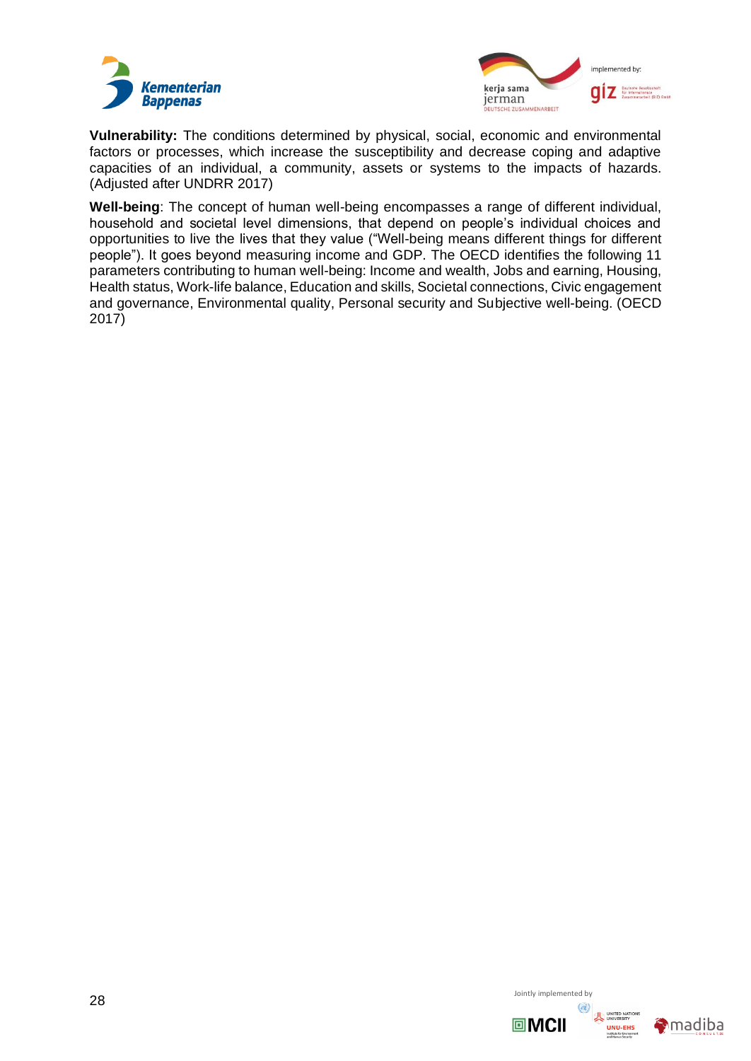**Vulnerability:** The conditions determined by physical, social, economic and environmental factors or processes, which increase the susceptibility and decrease coping and adaptive capacities of an individual, a community, assets or systems to the impacts of hazards. (Adjusted after UNDRR 2017)

**Well-being**: The concept of human well-being encompasses a range of different individual, household and societal level dimensions, that depend on people's individual choices and opportunities to live the lives that they value ("Well-being means different things for different people"). It goes beyond measuring income and GDP. The OECD identifies the following 11 parameters contributing to human well-being: Income and wealth, Jobs and earning, Housing, Health status, Work-life balance, Education and skills, Societal connections, Civic engagement and governance, Environmental quality, Personal security and Subjective well-being. (OECD 2017)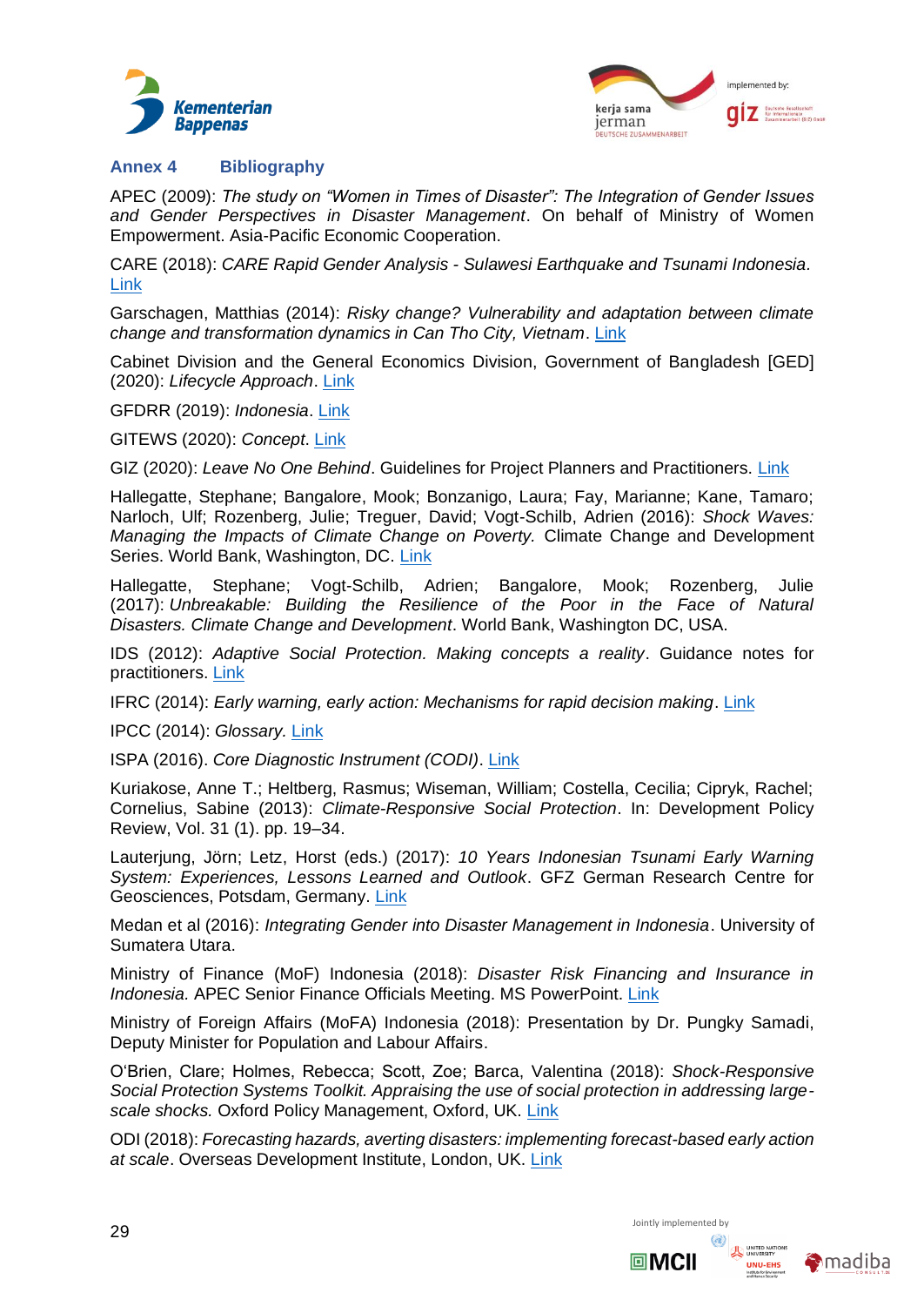## Annex 4 Bibliography

APEC (2009): *The study on "Women in Times of Disaster": The Integration of Gender Issues and Gender Perspectives in Disaster Management*. On behalf of Ministry of Women Empowerment. Asia-Pacific Economic Cooperation.

CARE (2018): *CARE Rapid Gender Analysis - Sulawesi Earthquake and Tsunami Indonesia*. Link

Garschagen, Matthias (2014): *Risky change? Vulnerability and adaptation between climate change and transformation dynamics in Can Tho City, Vietnam*. Link

Cabinet Division and the General Economics Division, Government of Bangladesh [GED] (2020): *Lifecycle Approach*. Link

GFDRR (2019): *Indonesia*. Link

GITEWS (2020): *Concept*. Link

GIZ (2020): *Leave No One Behind*. Guidelines for Project Planners and Practitioners. Link

Hallegatte, Stephane; Bangalore, Mook; Bonzanigo, Laura; Fay, Marianne; Kane, Tamaro; Narloch, Ulf; Rozenberg, Julie; Treguer, David; Vogt-Schilb, Adrien (2016): *Shock Waves: Managing the Impacts of Climate Change on Poverty.* Climate Change and Development Series. World Bank, Washington, DC. Link

Hallegatte, Stephane; Vogt-Schilb, Adrien; Bangalore, Mook; Rozenberg, Julie (2017): *Unbreakable: Building the Resilience of the Poor in the Face of Natural Disasters. Climate Change and Development*. World Bank, Washington DC, USA.

IDS (2012): *Adaptive Social Protection. Making concepts a reality*. Guidance notes for practitioners. Link

IFRC (2014): *Early warning, early action: Mechanisms for rapid decision making*. Link

IPCC (2014): *Glossary.* Link

ISPA (2016). *Core Diagnostic Instrument (CODI)*. Link

Kuriakose, Anne T.; Heltberg, Rasmus; Wiseman, William; Costella, Cecilia; Cipryk, Rachel; Cornelius, Sabine (2013): *Climate-Responsive Social Protection*. In: Development Policy Review, Vol. 31 (1). pp. 19–34.

Lauterjung, Jörn; Letz, Horst (eds.) (2017): *10 Years Indonesian Tsunami Early Warning System: Experiences, Lessons Learned and Outlook*. GFZ German Research Centre for Geosciences, Potsdam, Germany. Link

Medan et al (2016): *Integrating Gender into Disaster Management in Indonesia*. University of Sumatera Utara.

Ministry of Finance (MoF) Indonesia (2018): *Disaster Risk Financing and Insurance in Indonesia.* APEC Senior Finance Officials Meeting. MS PowerPoint. Link

Ministry of Foreign Affairs (MoFA) Indonesia (2018): Presentation by Dr. Pungky Samadi, Deputy Minister for Population and Labour Affairs.

O'Brien, Clare; Holmes, Rebecca; Scott, Zoe; Barca, Valentina (2018): *Shock-Responsive Social Protection Systems Toolkit. Appraising the use of social protection in addressing large-scale shocks.* Oxford Policy Management, Oxford, UK. Link

ODI (2018): *Forecasting hazards, averting disasters: implementing forecast-based early action at scale*. Overseas Development Institute, London, UK. Link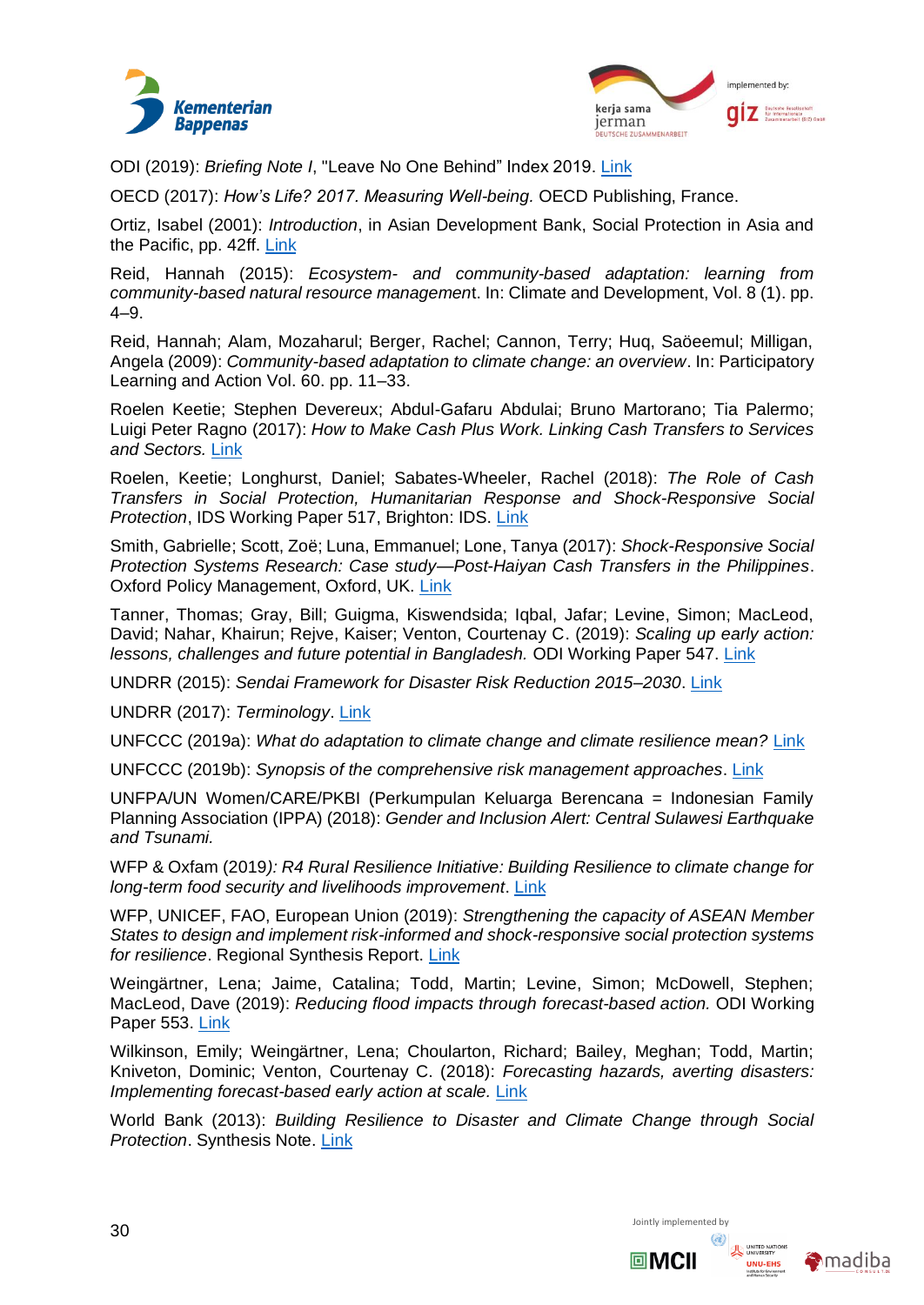ODI (2019): *Briefing Note I*, "Leave No One Behind" Index 2019. Link

OECD (2017): *How's Life? 2017. Measuring Well-being.* OECD Publishing, France.

Ortiz, Isabel (2001): *Introduction*, in Asian Development Bank, Social Protection in Asia and the Pacific, pp. 42ff. Link

Reid, Hannah (2015): *Ecosystem- and community-based adaptation: learning from community-based natural resource management*. In: Climate and Development, Vol. 8 (1). pp. 4–9.

Reid, Hannah; Alam, Mozaharul; Berger, Rachel; Cannon, Terry; Huq, Saöeemul; Milligan, Angela (2009): *Community-based adaptation to climate change: an overview*. In: Participatory Learning and Action Vol. 60. pp. 11–33.

Roelen Keetie; Stephen Devereux; Abdul-Gafaru Abdulai; Bruno Martorano; Tia Palermo; Luigi Peter Ragno (2017): *How to Make Cash Plus Work. Linking Cash Transfers to Services and Sectors.* Link

Roelen, Keetie; Longhurst, Daniel; Sabates-Wheeler, Rachel (2018): *The Role of Cash Transfers in Social Protection, Humanitarian Response and Shock-Responsive Social Protection*, IDS Working Paper 517, Brighton: IDS. Link

Smith, Gabrielle; Scott, Zoë; Luna, Emmanuel; Lone, Tanya (2017): *Shock-Responsive Social Protection Systems Research: Case study—Post-Haiyan Cash Transfers in the Philippines*. Oxford Policy Management, Oxford, UK. Link

Tanner, Thomas; Gray, Bill; Guigma, Kiswendsida; Iqbal, Jafar; Levine, Simon; MacLeod, David; Nahar, Khairun; Rejve, Kaiser; Venton, Courtenay C. (2019): *Scaling up early action: lessons, challenges and future potential in Bangladesh.* ODI Working Paper 547. Link

UNDRR (2015): *Sendai Framework for Disaster Risk Reduction 2015–2030*. Link

UNDRR (2017): *Terminology*. Link

UNFCCC (2019a): *What do adaptation to climate change and climate resilience mean?* Link

UNFCCC (2019b): *Synopsis of the comprehensive risk management approaches*. Link

UNFPA/UN Women/CARE/PKBI (Perkumpulan Keluarga Berencana = Indonesian Family Planning Association (IPPA) (2018): *Gender and Inclusion Alert: Central Sulawesi Earthquake and Tsunami.*

WFP & Oxfam (2019*): R4 Rural Resilience Initiative: Building Resilience to climate change for long-term food security and livelihoods improvement*. Link

WFP, UNICEF, FAO, European Union (2019): *Strengthening the capacity of ASEAN Member States to design and implement risk-informed and shock-responsive social protection systems for resilience*. Regional Synthesis Report. Link

Weingärtner, Lena; Jaime, Catalina; Todd, Martin; Levine, Simon; McDowell, Stephen; MacLeod, Dave (2019): *Reducing flood impacts through forecast-based action.* ODI Working Paper 553. Link

Wilkinson, Emily; Weingärtner, Lena; Choularton, Richard; Bailey, Meghan; Todd, Martin; Kniveton, Dominic; Venton, Courtenay C. (2018): *Forecasting hazards, averting disasters: Implementing forecast-based early action at scale.* Link

World Bank (2013): *Building Resilience to Disaster and Climate Change through Social Protection*. Synthesis Note. Link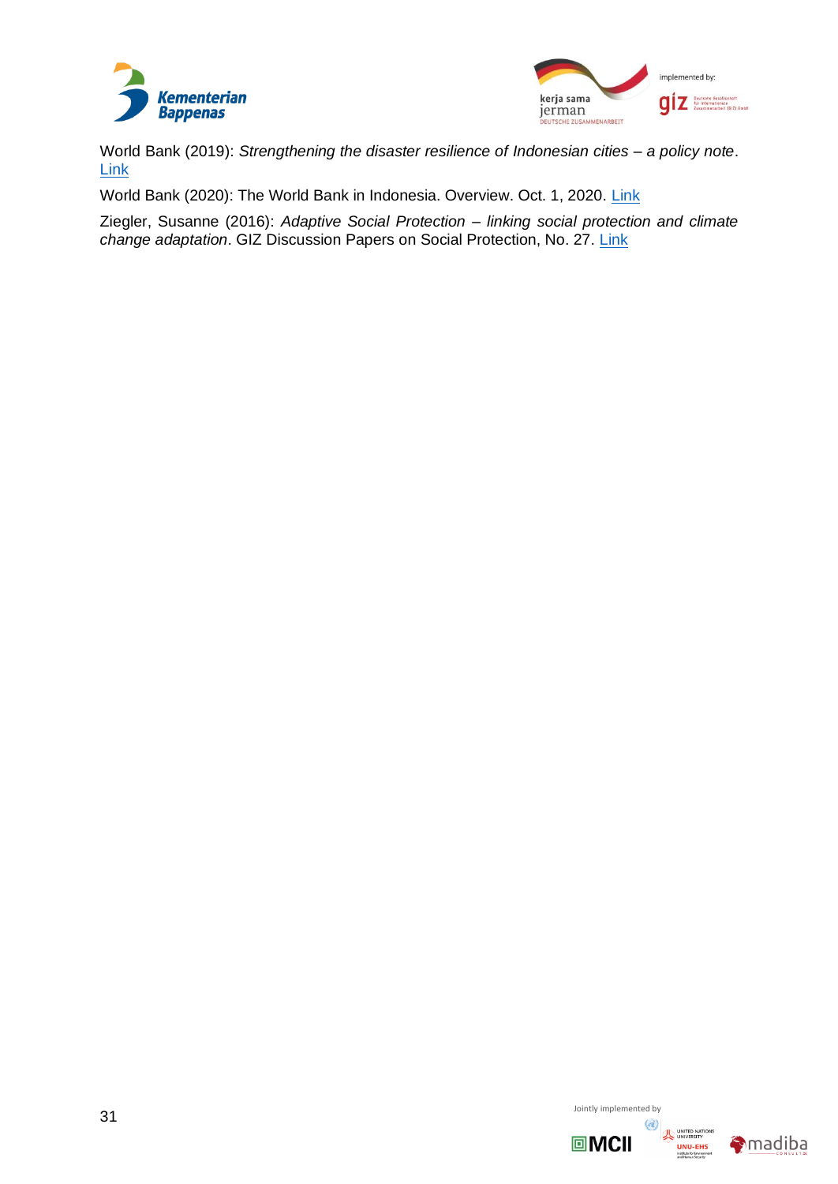World Bank (2019): *Strengthening the disaster resilience of Indonesian cities – a policy note*. Link

World Bank (2020): The World Bank in Indonesia. Overview. Oct. 1, 2020. Link

Ziegler, Susanne (2016): *Adaptive Social Protection – linking social protection and climate change adaptation*. GIZ Discussion Papers on Social Protection, No. 27. Link